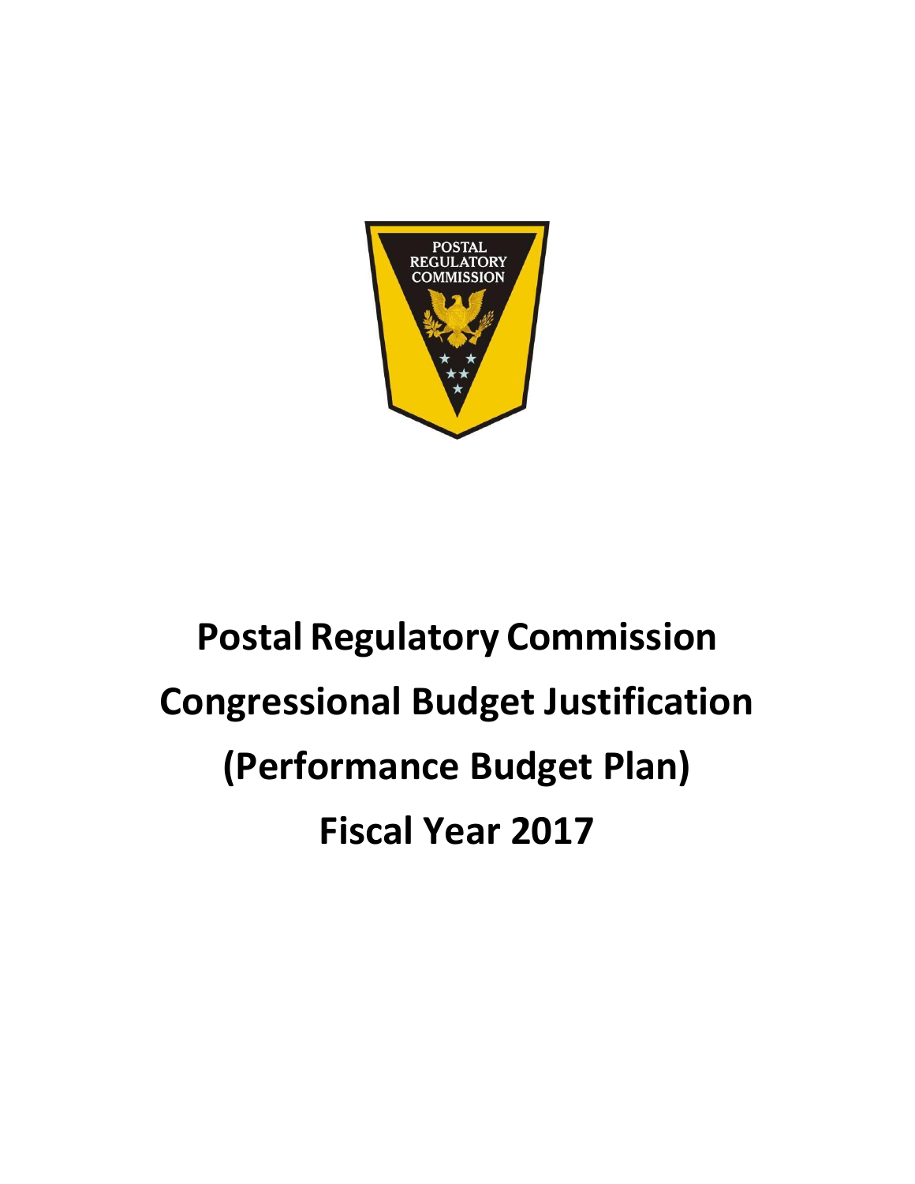# Postal Regulatory Commission
# Congressional Budget Justification
# (Performance Budget Plan)
# Fiscal Year 2017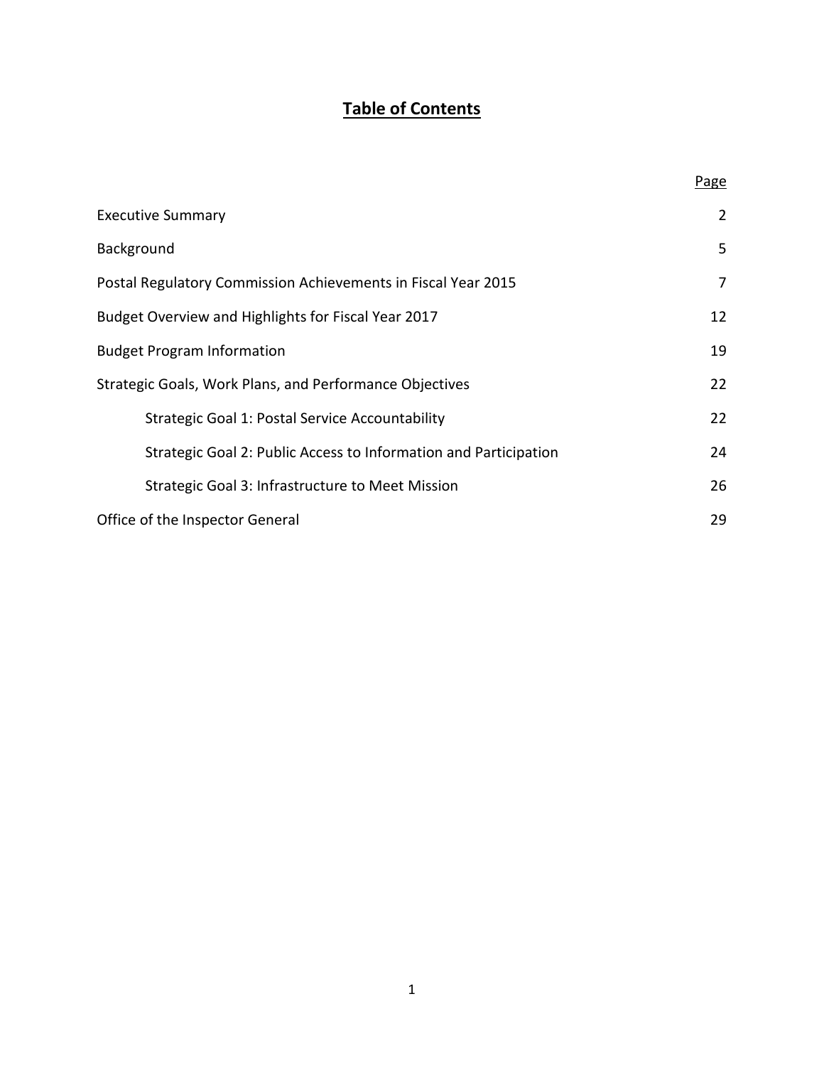# Table of Contents

| | Page |
|---|---|
| Executive Summary | 2 |
| Background | 5 |
| Postal Regulatory Commission Achievements in Fiscal Year 2015 | 7 |
| Budget Overview and Highlights for Fiscal Year 2017 | 12 |
| Budget Program Information | 19 |
| Strategic Goals, Work Plans, and Performance Objectives | 22 |
| &nbsp;&nbsp;&nbsp;&nbsp;Strategic Goal 1: Postal Service Accountability | 22 |
| &nbsp;&nbsp;&nbsp;&nbsp;Strategic Goal 2: Public Access to Information and Participation | 24 |
| &nbsp;&nbsp;&nbsp;&nbsp;Strategic Goal 3: Infrastructure to Meet Mission | 26 |
| Office of the Inspector General | 29 |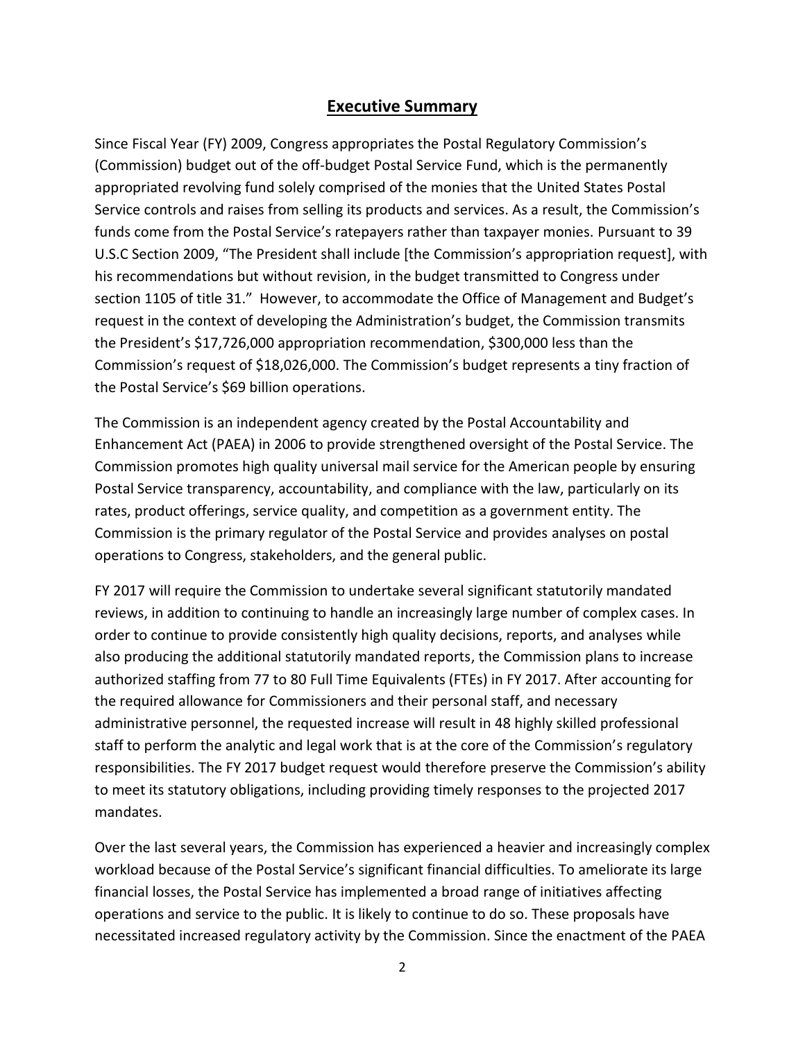## Executive Summary

Since Fiscal Year (FY) 2009, Congress appropriates the Postal Regulatory Commission's (Commission) budget out of the off-budget Postal Service Fund, which is the permanently appropriated revolving fund solely comprised of the monies that the United States Postal Service controls and raises from selling its products and services. As a result, the Commission's funds come from the Postal Service's ratepayers rather than taxpayer monies. Pursuant to 39 U.S.C Section 2009, "The President shall include [the Commission's appropriation request], with his recommendations but without revision, in the budget transmitted to Congress under section 1105 of title 31." However, to accommodate the Office of Management and Budget's request in the context of developing the Administration's budget, the Commission transmits the President's $17,726,000 appropriation recommendation, $300,000 less than the Commission's request of $18,026,000. The Commission's budget represents a tiny fraction of the Postal Service's $69 billion operations.

The Commission is an independent agency created by the Postal Accountability and Enhancement Act (PAEA) in 2006 to provide strengthened oversight of the Postal Service. The Commission promotes high quality universal mail service for the American people by ensuring Postal Service transparency, accountability, and compliance with the law, particularly on its rates, product offerings, service quality, and competition as a government entity. The Commission is the primary regulator of the Postal Service and provides analyses on postal operations to Congress, stakeholders, and the general public.

FY 2017 will require the Commission to undertake several significant statutorily mandated reviews, in addition to continuing to handle an increasingly large number of complex cases. In order to continue to provide consistently high quality decisions, reports, and analyses while also producing the additional statutorily mandated reports, the Commission plans to increase authorized staffing from 77 to 80 Full Time Equivalents (FTEs) in FY 2017. After accounting for the required allowance for Commissioners and their personal staff, and necessary administrative personnel, the requested increase will result in 48 highly skilled professional staff to perform the analytic and legal work that is at the core of the Commission's regulatory responsibilities. The FY 2017 budget request would therefore preserve the Commission's ability to meet its statutory obligations, including providing timely responses to the projected 2017 mandates.

Over the last several years, the Commission has experienced a heavier and increasingly complex workload because of the Postal Service's significant financial difficulties. To ameliorate its large financial losses, the Postal Service has implemented a broad range of initiatives affecting operations and service to the public. It is likely to continue to do so. These proposals have necessitated increased regulatory activity by the Commission. Since the enactment of the PAEA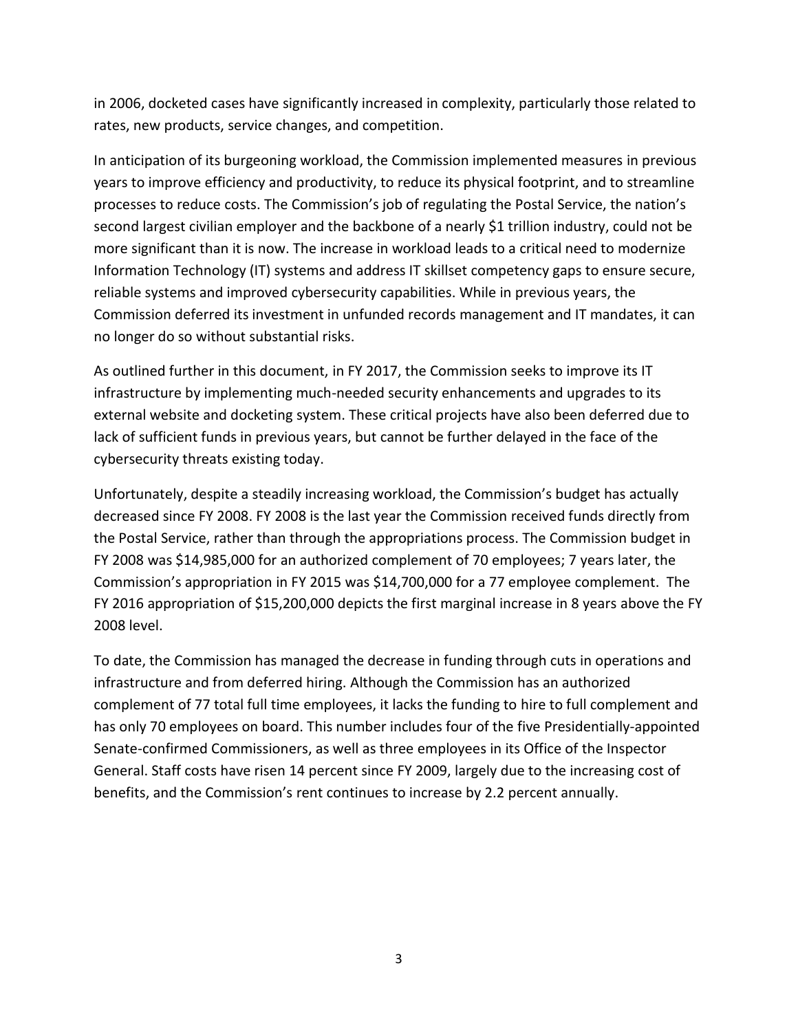in 2006, docketed cases have significantly increased in complexity, particularly those related to rates, new products, service changes, and competition.

In anticipation of its burgeoning workload, the Commission implemented measures in previous years to improve efficiency and productivity, to reduce its physical footprint, and to streamline processes to reduce costs. The Commission's job of regulating the Postal Service, the nation's second largest civilian employer and the backbone of a nearly $1 trillion industry, could not be more significant than it is now. The increase in workload leads to a critical need to modernize Information Technology (IT) systems and address IT skillset competency gaps to ensure secure, reliable systems and improved cybersecurity capabilities. While in previous years, the Commission deferred its investment in unfunded records management and IT mandates, it can no longer do so without substantial risks.

As outlined further in this document, in FY 2017, the Commission seeks to improve its IT infrastructure by implementing much-needed security enhancements and upgrades to its external website and docketing system. These critical projects have also been deferred due to lack of sufficient funds in previous years, but cannot be further delayed in the face of the cybersecurity threats existing today.

Unfortunately, despite a steadily increasing workload, the Commission's budget has actually decreased since FY 2008. FY 2008 is the last year the Commission received funds directly from the Postal Service, rather than through the appropriations process. The Commission budget in FY 2008 was $14,985,000 for an authorized complement of 70 employees; 7 years later, the Commission's appropriation in FY 2015 was $14,700,000 for a 77 employee complement. The FY 2016 appropriation of $15,200,000 depicts the first marginal increase in 8 years above the FY 2008 level.

To date, the Commission has managed the decrease in funding through cuts in operations and infrastructure and from deferred hiring. Although the Commission has an authorized complement of 77 total full time employees, it lacks the funding to hire to full complement and has only 70 employees on board. This number includes four of the five Presidentially-appointed Senate-confirmed Commissioners, as well as three employees in its Office of the Inspector General. Staff costs have risen 14 percent since FY 2009, largely due to the increasing cost of benefits, and the Commission's rent continues to increase by 2.2 percent annually.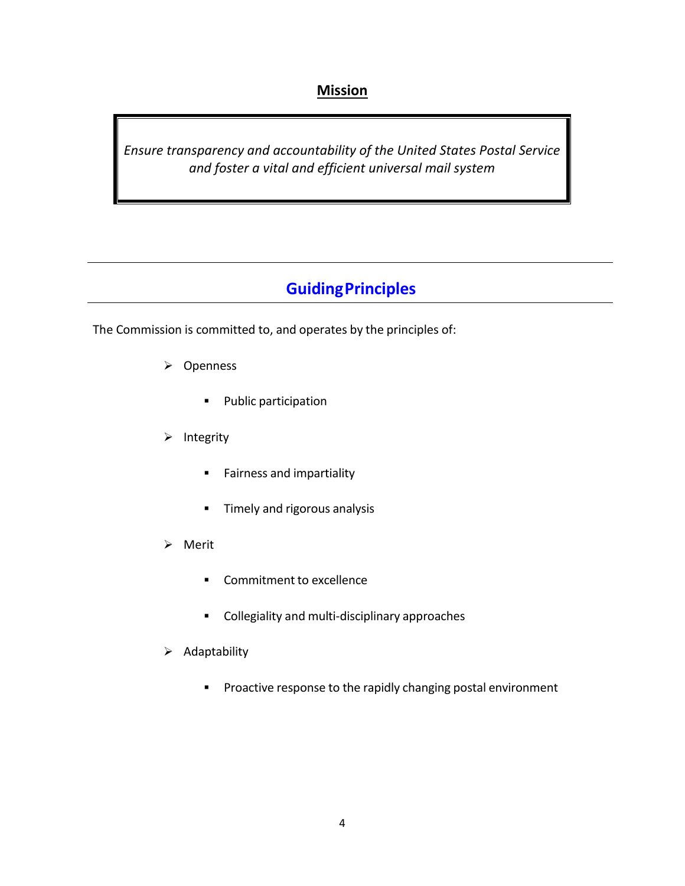## Mission

*Ensure transparency and accountability of the United States Postal Service and foster a vital and efficient universal mail system*

## Guiding Principles

The Commission is committed to, and operates by the principles of:

- Openness
    - Public participation
- Integrity
    - Fairness and impartiality
    - Timely and rigorous analysis
- Merit
    - Commitment to excellence
    - Collegiality and multi-disciplinary approaches
- Adaptability
    - Proactive response to the rapidly changing postal environment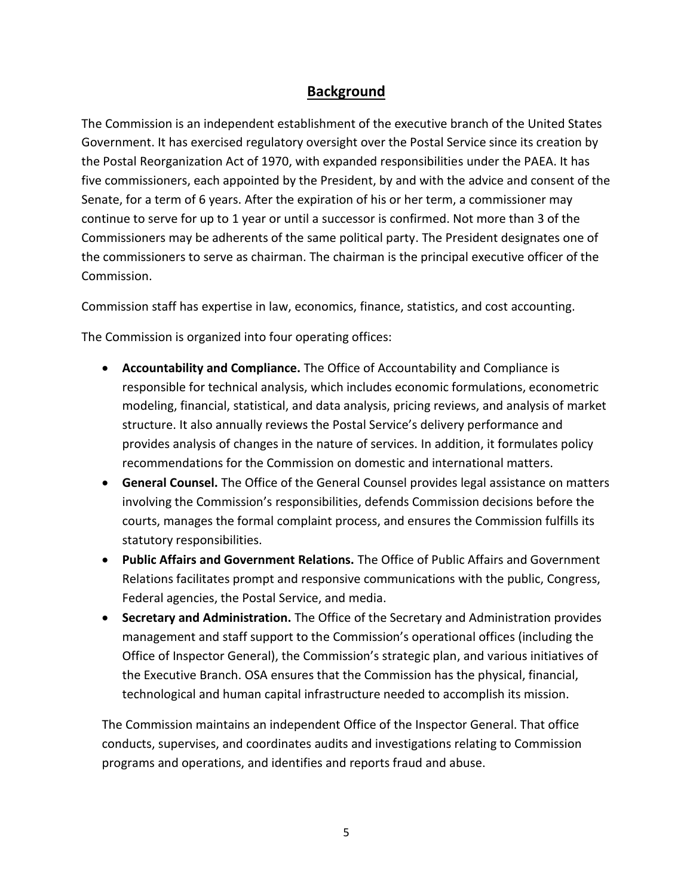## Background

The Commission is an independent establishment of the executive branch of the United States Government. It has exercised regulatory oversight over the Postal Service since its creation by the Postal Reorganization Act of 1970, with expanded responsibilities under the PAEA. It has five commissioners, each appointed by the President, by and with the advice and consent of the Senate, for a term of 6 years. After the expiration of his or her term, a commissioner may continue to serve for up to 1 year or until a successor is confirmed. Not more than 3 of the Commissioners may be adherents of the same political party. The President designates one of the commissioners to serve as chairman. The chairman is the principal executive officer of the Commission.

Commission staff has expertise in law, economics, finance, statistics, and cost accounting.

The Commission is organized into four operating offices:

- **Accountability and Compliance.** The Office of Accountability and Compliance is responsible for technical analysis, which includes economic formulations, econometric modeling, financial, statistical, and data analysis, pricing reviews, and analysis of market structure. It also annually reviews the Postal Service's delivery performance and provides analysis of changes in the nature of services. In addition, it formulates policy recommendations for the Commission on domestic and international matters.
- **General Counsel.** The Office of the General Counsel provides legal assistance on matters involving the Commission's responsibilities, defends Commission decisions before the courts, manages the formal complaint process, and ensures the Commission fulfills its statutory responsibilities.
- **Public Affairs and Government Relations.** The Office of Public Affairs and Government Relations facilitates prompt and responsive communications with the public, Congress, Federal agencies, the Postal Service, and media.
- **Secretary and Administration.** The Office of the Secretary and Administration provides management and staff support to the Commission's operational offices (including the Office of Inspector General), the Commission's strategic plan, and various initiatives of the Executive Branch. OSA ensures that the Commission has the physical, financial, technological and human capital infrastructure needed to accomplish its mission.

The Commission maintains an independent Office of the Inspector General. That office conducts, supervises, and coordinates audits and investigations relating to Commission programs and operations, and identifies and reports fraud and abuse.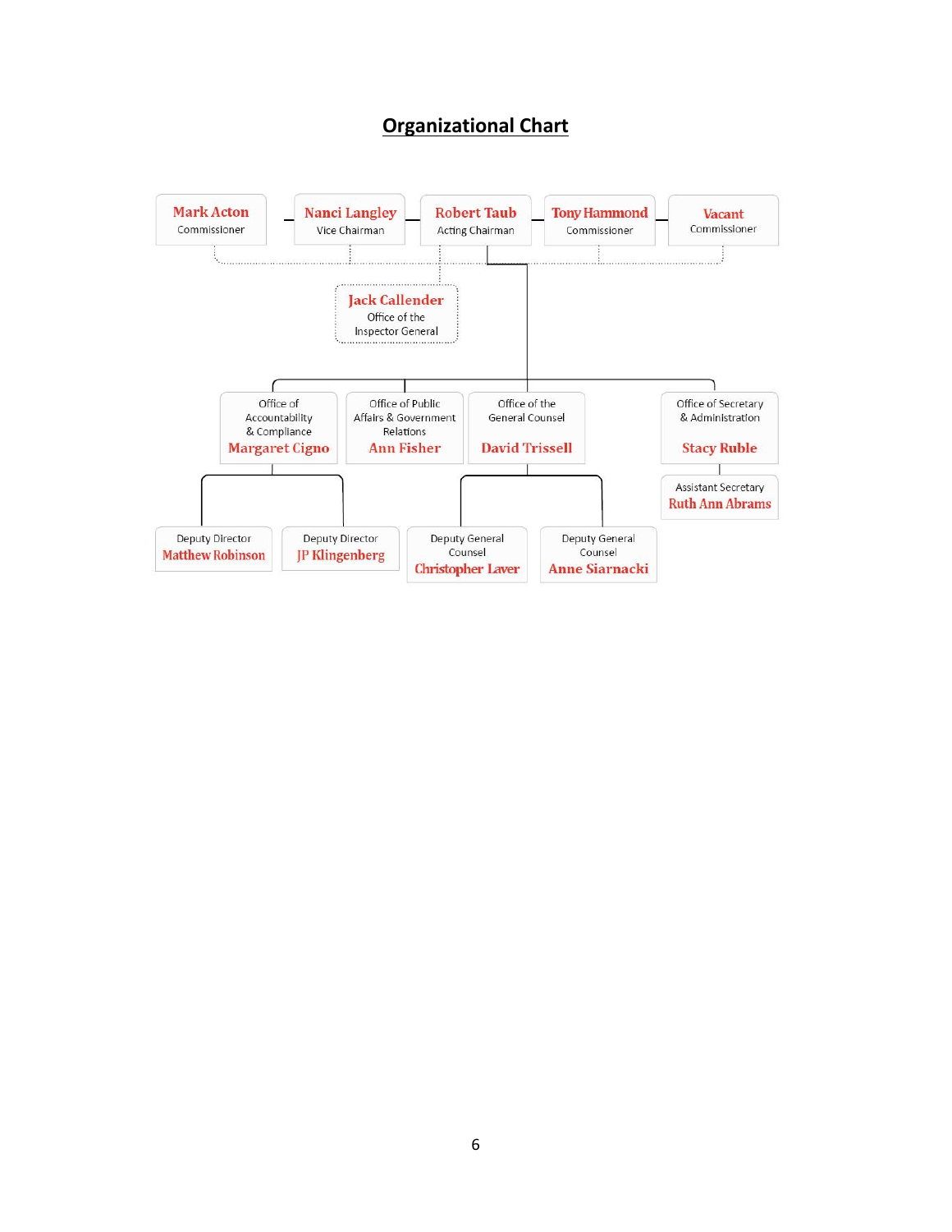# Organizational Chart

**Commission**

- **Mark Acton** – Commissioner
- **Nanci Langley** – Vice Chairman
- **Robert Taub** – Acting Chairman
- **Tony Hammond** – Commissioner
- **Vacant** – Commissioner

**Jack Callender** – Office of the Inspector General

**Office of Accountability & Compliance** – **Margaret Cigno**
- Deputy Director – **Matthew Robinson**
- Deputy Director – **JP Klingenberg**

**Office of Public Affairs & Government Relations** – **Ann Fisher**

**Office of the General Counsel** – **David Trissell**
- Deputy General Counsel – **Christopher Laver**
- Deputy General Counsel – **Anne Siarnacki**

**Office of Secretary & Administration** – **Stacy Ruble**
- Assistant Secretary – **Ruth Ann Abrams**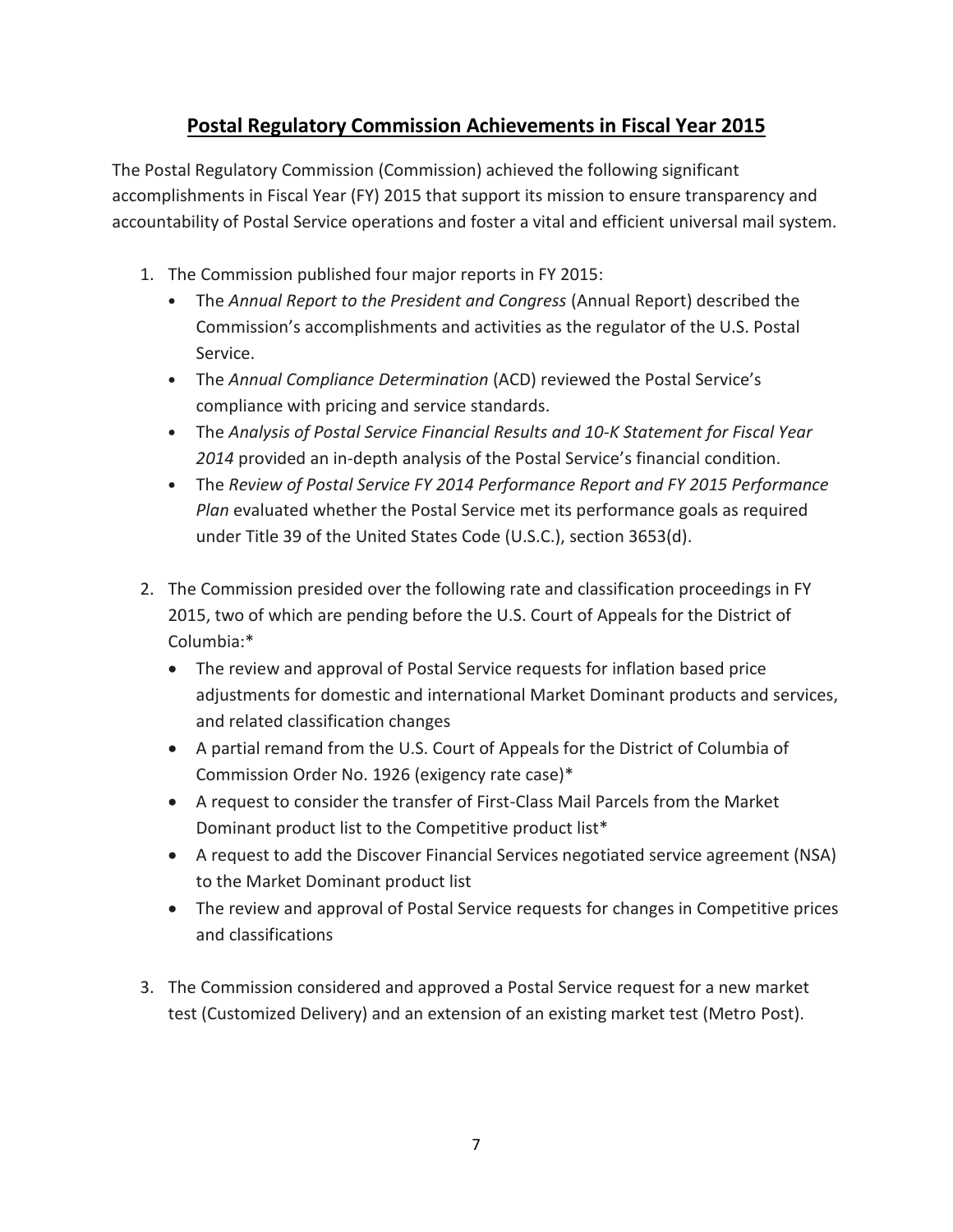## Postal Regulatory Commission Achievements in Fiscal Year 2015

The Postal Regulatory Commission (Commission) achieved the following significant accomplishments in Fiscal Year (FY) 2015 that support its mission to ensure transparency and accountability of Postal Service operations and foster a vital and efficient universal mail system.

1. The Commission published four major reports in FY 2015:
   - The *Annual Report to the President and Congress* (Annual Report) described the Commission's accomplishments and activities as the regulator of the U.S. Postal Service.
   - The *Annual Compliance Determination* (ACD) reviewed the Postal Service's compliance with pricing and service standards.
   - The *Analysis of Postal Service Financial Results and 10-K Statement for Fiscal Year 2014* provided an in-depth analysis of the Postal Service's financial condition.
   - The *Review of Postal Service FY 2014 Performance Report and FY 2015 Performance Plan* evaluated whether the Postal Service met its performance goals as required under Title 39 of the United States Code (U.S.C.), section 3653(d).

2. The Commission presided over the following rate and classification proceedings in FY 2015, two of which are pending before the U.S. Court of Appeals for the District of Columbia:*
   - The review and approval of Postal Service requests for inflation based price adjustments for domestic and international Market Dominant products and services, and related classification changes
   - A partial remand from the U.S. Court of Appeals for the District of Columbia of Commission Order No. 1926 (exigency rate case)*
   - A request to consider the transfer of First-Class Mail Parcels from the Market Dominant product list to the Competitive product list*
   - A request to add the Discover Financial Services negotiated service agreement (NSA) to the Market Dominant product list
   - The review and approval of Postal Service requests for changes in Competitive prices and classifications

3. The Commission considered and approved a Postal Service request for a new market test (Customized Delivery) and an extension of an existing market test (Metro Post).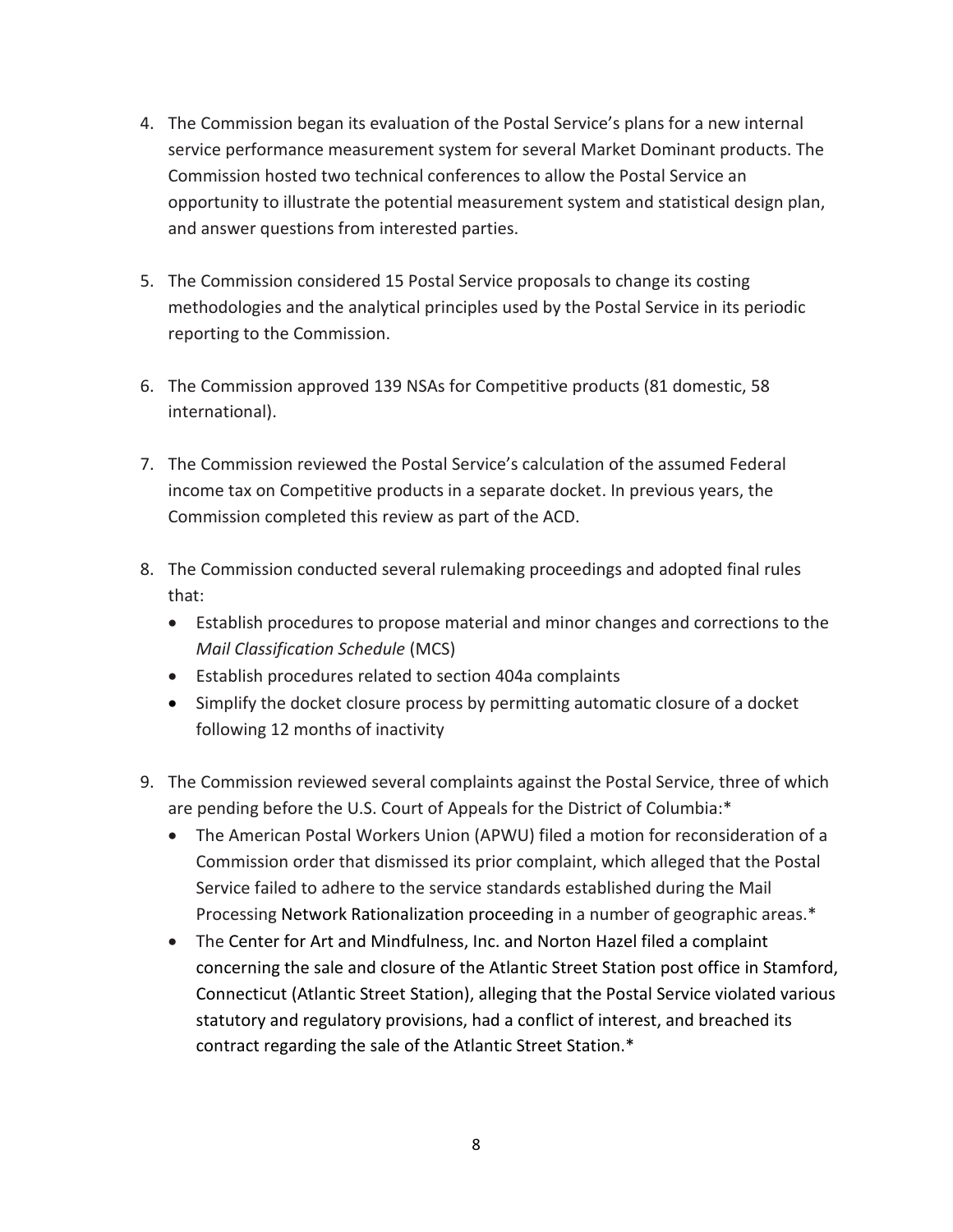4. The Commission began its evaluation of the Postal Service's plans for a new internal service performance measurement system for several Market Dominant products. The Commission hosted two technical conferences to allow the Postal Service an opportunity to illustrate the potential measurement system and statistical design plan, and answer questions from interested parties.

5. The Commission considered 15 Postal Service proposals to change its costing methodologies and the analytical principles used by the Postal Service in its periodic reporting to the Commission.

6. The Commission approved 139 NSAs for Competitive products (81 domestic, 58 international).

7. The Commission reviewed the Postal Service's calculation of the assumed Federal income tax on Competitive products in a separate docket. In previous years, the Commission completed this review as part of the ACD.

8. The Commission conducted several rulemaking proceedings and adopted final rules that:
   - Establish procedures to propose material and minor changes and corrections to the *Mail Classification Schedule* (MCS)
   - Establish procedures related to section 404a complaints
   - Simplify the docket closure process by permitting automatic closure of a docket following 12 months of inactivity

9. The Commission reviewed several complaints against the Postal Service, three of which are pending before the U.S. Court of Appeals for the District of Columbia:*
   - The American Postal Workers Union (APWU) filed a motion for reconsideration of a Commission order that dismissed its prior complaint, which alleged that the Postal Service failed to adhere to the service standards established during the Mail Processing Network Rationalization proceeding in a number of geographic areas.*
   - The Center for Art and Mindfulness, Inc. and Norton Hazel filed a complaint concerning the sale and closure of the Atlantic Street Station post office in Stamford, Connecticut (Atlantic Street Station), alleging that the Postal Service violated various statutory and regulatory provisions, had a conflict of interest, and breached its contract regarding the sale of the Atlantic Street Station.*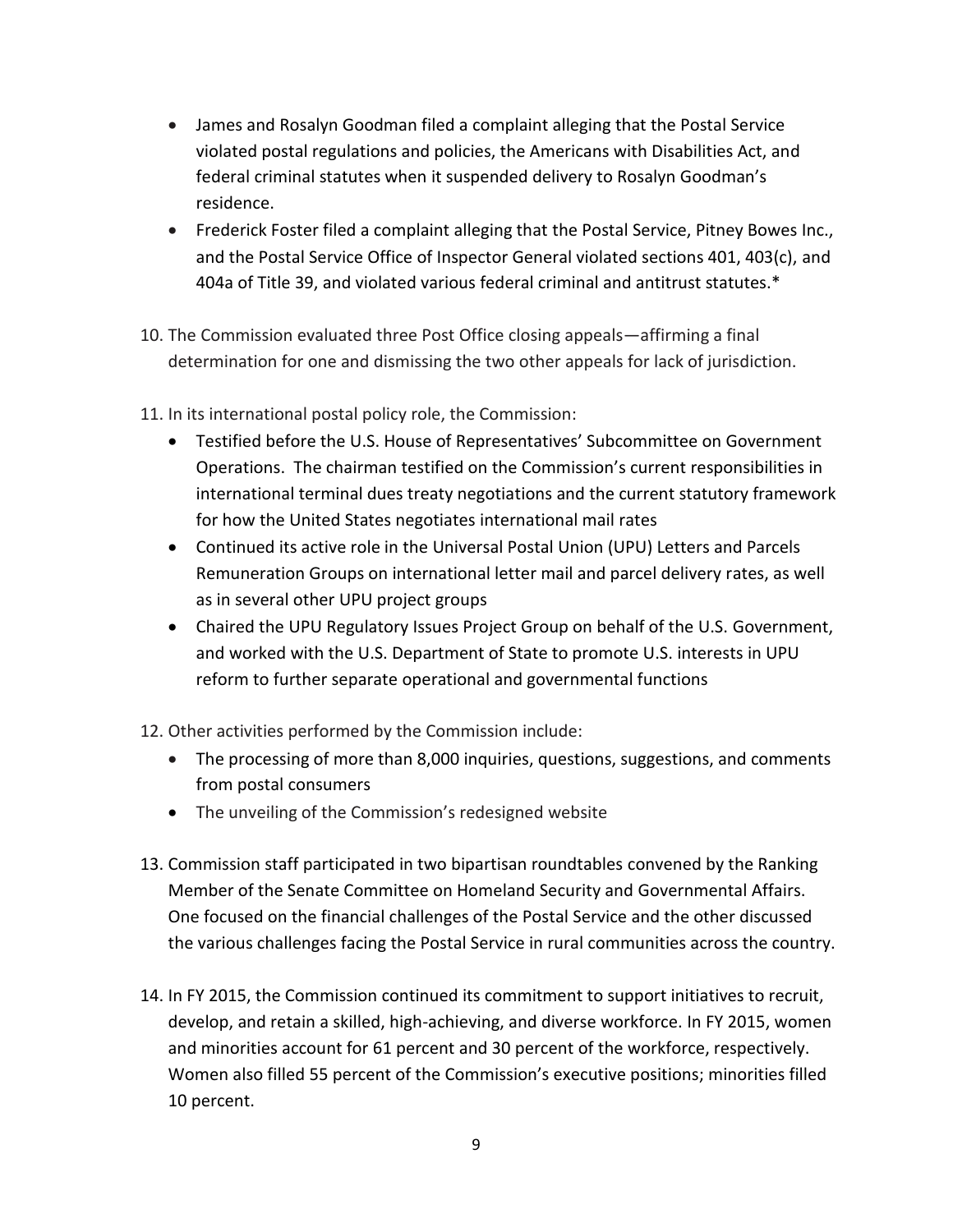- James and Rosalyn Goodman filed a complaint alleging that the Postal Service violated postal regulations and policies, the Americans with Disabilities Act, and federal criminal statutes when it suspended delivery to Rosalyn Goodman's residence.
- Frederick Foster filed a complaint alleging that the Postal Service, Pitney Bowes Inc., and the Postal Service Office of Inspector General violated sections 401, 403(c), and 404a of Title 39, and violated various federal criminal and antitrust statutes.*

10. The Commission evaluated three Post Office closing appeals—affirming a final determination for one and dismissing the two other appeals for lack of jurisdiction.

11. In its international postal policy role, the Commission:
    - Testified before the U.S. House of Representatives' Subcommittee on Government Operations. The chairman testified on the Commission's current responsibilities in international terminal dues treaty negotiations and the current statutory framework for how the United States negotiates international mail rates
    - Continued its active role in the Universal Postal Union (UPU) Letters and Parcels Remuneration Groups on international letter mail and parcel delivery rates, as well as in several other UPU project groups
    - Chaired the UPU Regulatory Issues Project Group on behalf of the U.S. Government, and worked with the U.S. Department of State to promote U.S. interests in UPU reform to further separate operational and governmental functions

12. Other activities performed by the Commission include:
    - The processing of more than 8,000 inquiries, questions, suggestions, and comments from postal consumers
    - The unveiling of the Commission's redesigned website

13. Commission staff participated in two bipartisan roundtables convened by the Ranking Member of the Senate Committee on Homeland Security and Governmental Affairs. One focused on the financial challenges of the Postal Service and the other discussed the various challenges facing the Postal Service in rural communities across the country.

14. In FY 2015, the Commission continued its commitment to support initiatives to recruit, develop, and retain a skilled, high-achieving, and diverse workforce. In FY 2015, women and minorities account for 61 percent and 30 percent of the workforce, respectively. Women also filled 55 percent of the Commission's executive positions; minorities filled 10 percent.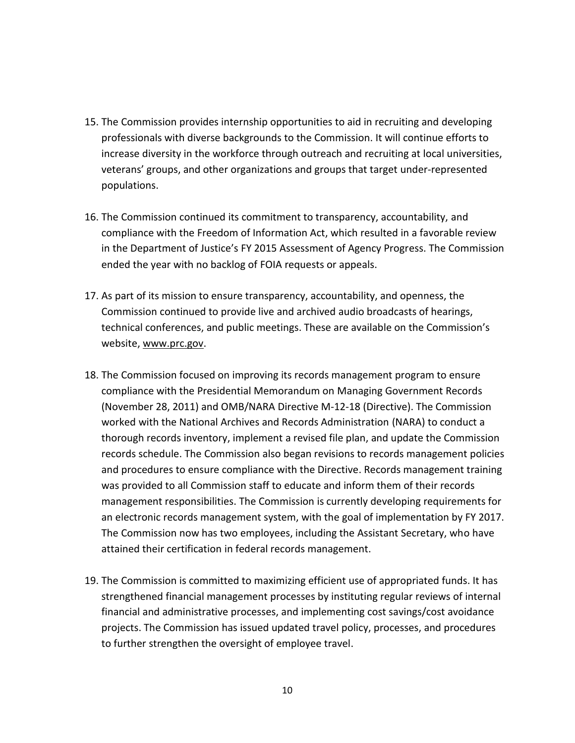15. The Commission provides internship opportunities to aid in recruiting and developing professionals with diverse backgrounds to the Commission. It will continue efforts to increase diversity in the workforce through outreach and recruiting at local universities, veterans' groups, and other organizations and groups that target under-represented populations.

16. The Commission continued its commitment to transparency, accountability, and compliance with the Freedom of Information Act, which resulted in a favorable review in the Department of Justice's FY 2015 Assessment of Agency Progress. The Commission ended the year with no backlog of FOIA requests or appeals.

17. As part of its mission to ensure transparency, accountability, and openness, the Commission continued to provide live and archived audio broadcasts of hearings, technical conferences, and public meetings. These are available on the Commission's website, www.prc.gov.

18. The Commission focused on improving its records management program to ensure compliance with the Presidential Memorandum on Managing Government Records (November 28, 2011) and OMB/NARA Directive M-12-18 (Directive). The Commission worked with the National Archives and Records Administration (NARA) to conduct a thorough records inventory, implement a revised file plan, and update the Commission records schedule. The Commission also began revisions to records management policies and procedures to ensure compliance with the Directive. Records management training was provided to all Commission staff to educate and inform them of their records management responsibilities. The Commission is currently developing requirements for an electronic records management system, with the goal of implementation by FY 2017. The Commission now has two employees, including the Assistant Secretary, who have attained their certification in federal records management.

19. The Commission is committed to maximizing efficient use of appropriated funds. It has strengthened financial management processes by instituting regular reviews of internal financial and administrative processes, and implementing cost savings/cost avoidance projects. The Commission has issued updated travel policy, processes, and procedures to further strengthen the oversight of employee travel.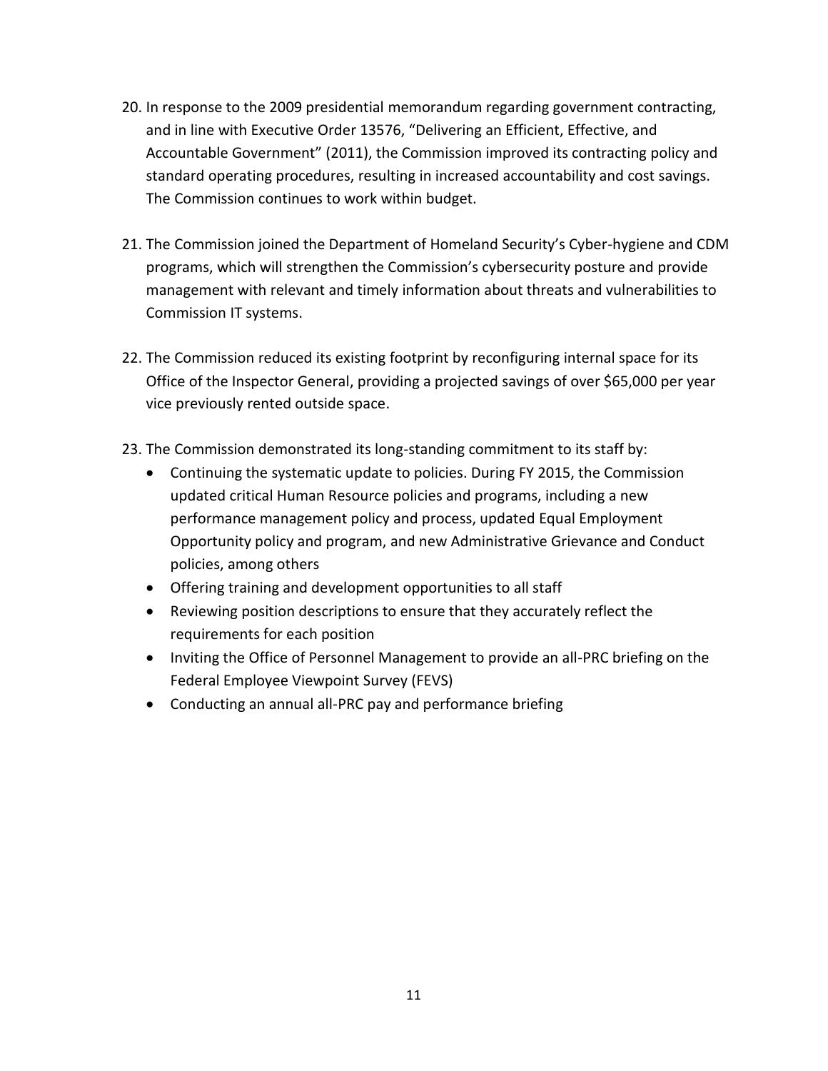20. In response to the 2009 presidential memorandum regarding government contracting, and in line with Executive Order 13576, "Delivering an Efficient, Effective, and Accountable Government" (2011), the Commission improved its contracting policy and standard operating procedures, resulting in increased accountability and cost savings. The Commission continues to work within budget.

21. The Commission joined the Department of Homeland Security's Cyber-hygiene and CDM programs, which will strengthen the Commission's cybersecurity posture and provide management with relevant and timely information about threats and vulnerabilities to Commission IT systems.

22. The Commission reduced its existing footprint by reconfiguring internal space for its Office of the Inspector General, providing a projected savings of over $65,000 per year vice previously rented outside space.

23. The Commission demonstrated its long-standing commitment to its staff by:
    - Continuing the systematic update to policies. During FY 2015, the Commission updated critical Human Resource policies and programs, including a new performance management policy and process, updated Equal Employment Opportunity policy and program, and new Administrative Grievance and Conduct policies, among others
    - Offering training and development opportunities to all staff
    - Reviewing position descriptions to ensure that they accurately reflect the requirements for each position
    - Inviting the Office of Personnel Management to provide an all-PRC briefing on the Federal Employee Viewpoint Survey (FEVS)
    - Conducting an annual all-PRC pay and performance briefing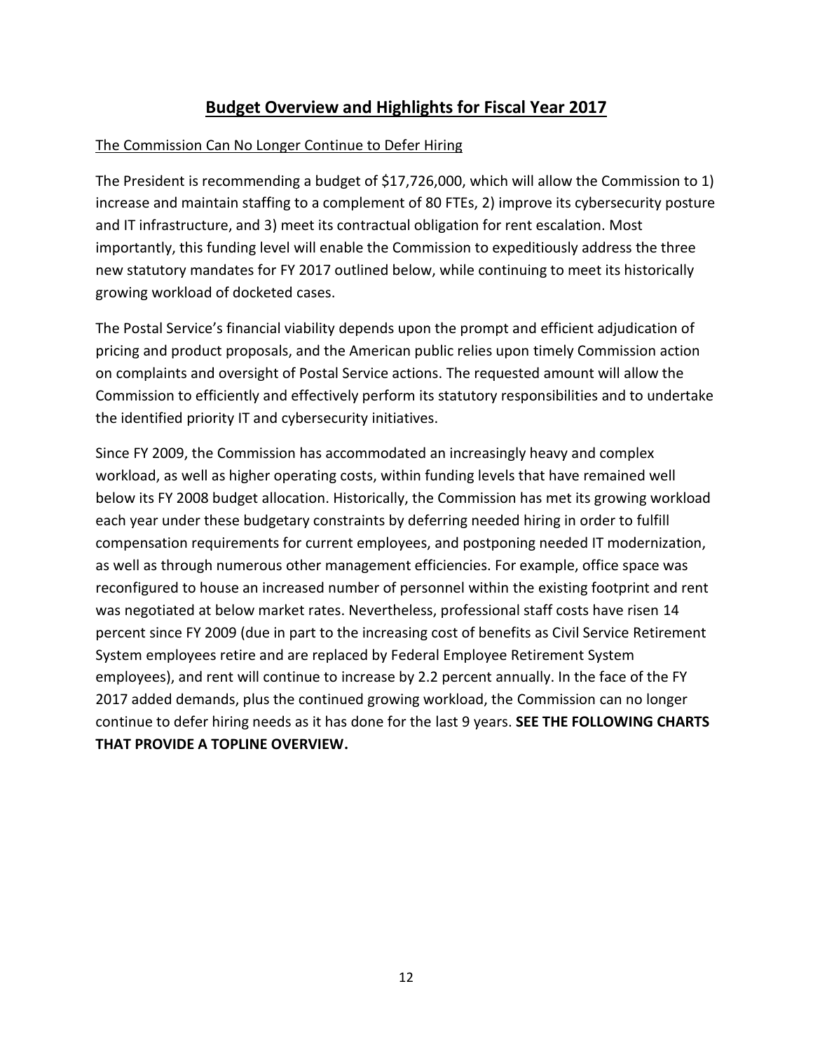## **Budget Overview and Highlights for Fiscal Year 2017**

The Commission Can No Longer Continue to Defer Hiring

The President is recommending a budget of $17,726,000, which will allow the Commission to 1) increase and maintain staffing to a complement of 80 FTEs, 2) improve its cybersecurity posture and IT infrastructure, and 3) meet its contractual obligation for rent escalation. Most importantly, this funding level will enable the Commission to expeditiously address the three new statutory mandates for FY 2017 outlined below, while continuing to meet its historically growing workload of docketed cases.

The Postal Service's financial viability depends upon the prompt and efficient adjudication of pricing and product proposals, and the American public relies upon timely Commission action on complaints and oversight of Postal Service actions. The requested amount will allow the Commission to efficiently and effectively perform its statutory responsibilities and to undertake the identified priority IT and cybersecurity initiatives.

Since FY 2009, the Commission has accommodated an increasingly heavy and complex workload, as well as higher operating costs, within funding levels that have remained well below its FY 2008 budget allocation. Historically, the Commission has met its growing workload each year under these budgetary constraints by deferring needed hiring in order to fulfill compensation requirements for current employees, and postponing needed IT modernization, as well as through numerous other management efficiencies. For example, office space was reconfigured to house an increased number of personnel within the existing footprint and rent was negotiated at below market rates. Nevertheless, professional staff costs have risen 14 percent since FY 2009 (due in part to the increasing cost of benefits as Civil Service Retirement System employees retire and are replaced by Federal Employee Retirement System employees), and rent will continue to increase by 2.2 percent annually. In the face of the FY 2017 added demands, plus the continued growing workload, the Commission can no longer continue to defer hiring needs as it has done for the last 9 years. **SEE THE FOLLOWING CHARTS THAT PROVIDE A TOPLINE OVERVIEW.**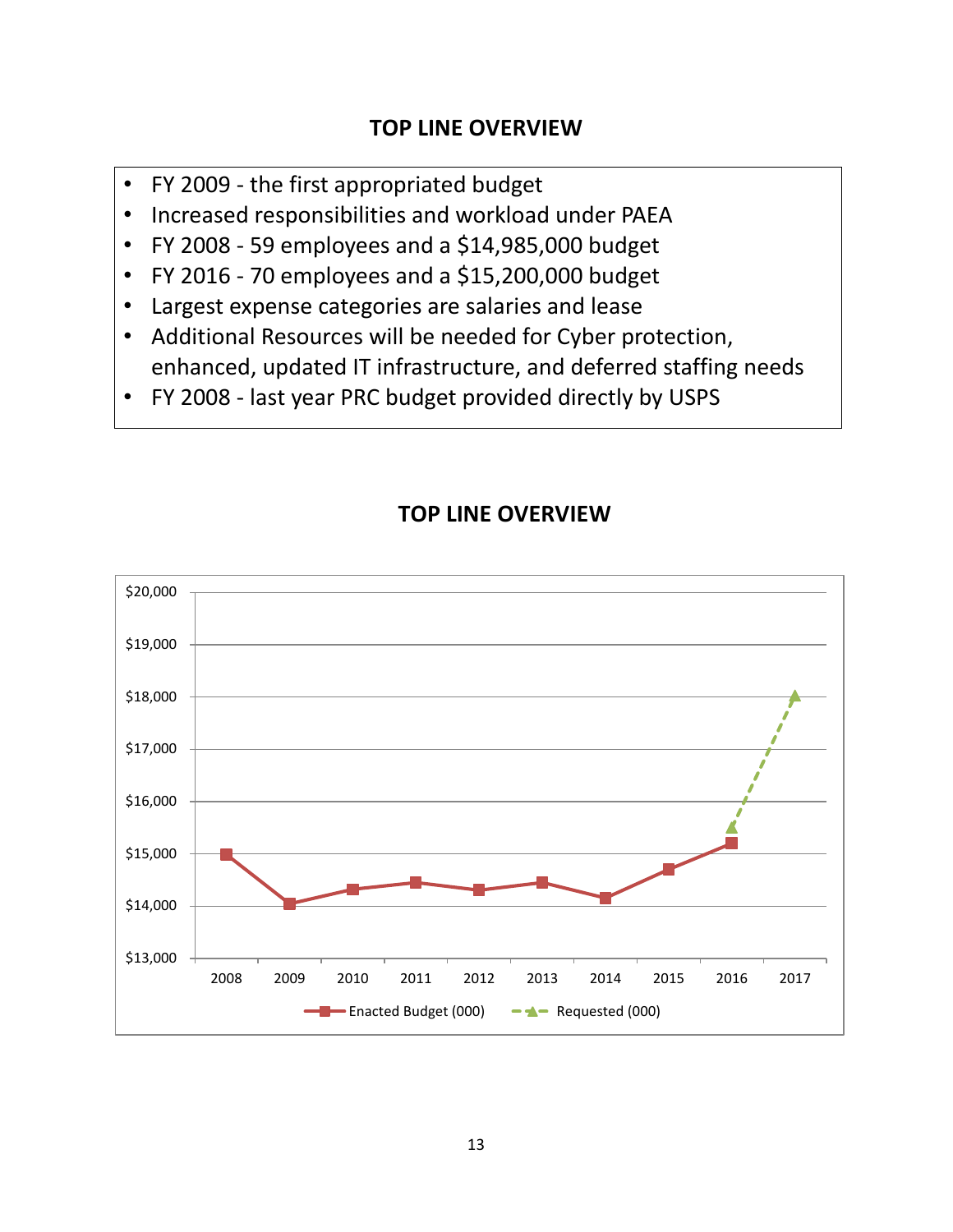## TOP LINE OVERVIEW

- FY 2009 - the first appropriated budget
- Increased responsibilities and workload under PAEA
- FY 2008 - 59 employees and a $14,985,000 budget
- FY 2016 - 70 employees and a $15,200,000 budget
- Largest expense categories are salaries and lease
- Additional Resources will be needed for Cyber protection, enhanced, updated IT infrastructure, and deferred staffing needs
- FY 2008 - last year PRC budget provided directly by USPS

## TOP LINE OVERVIEW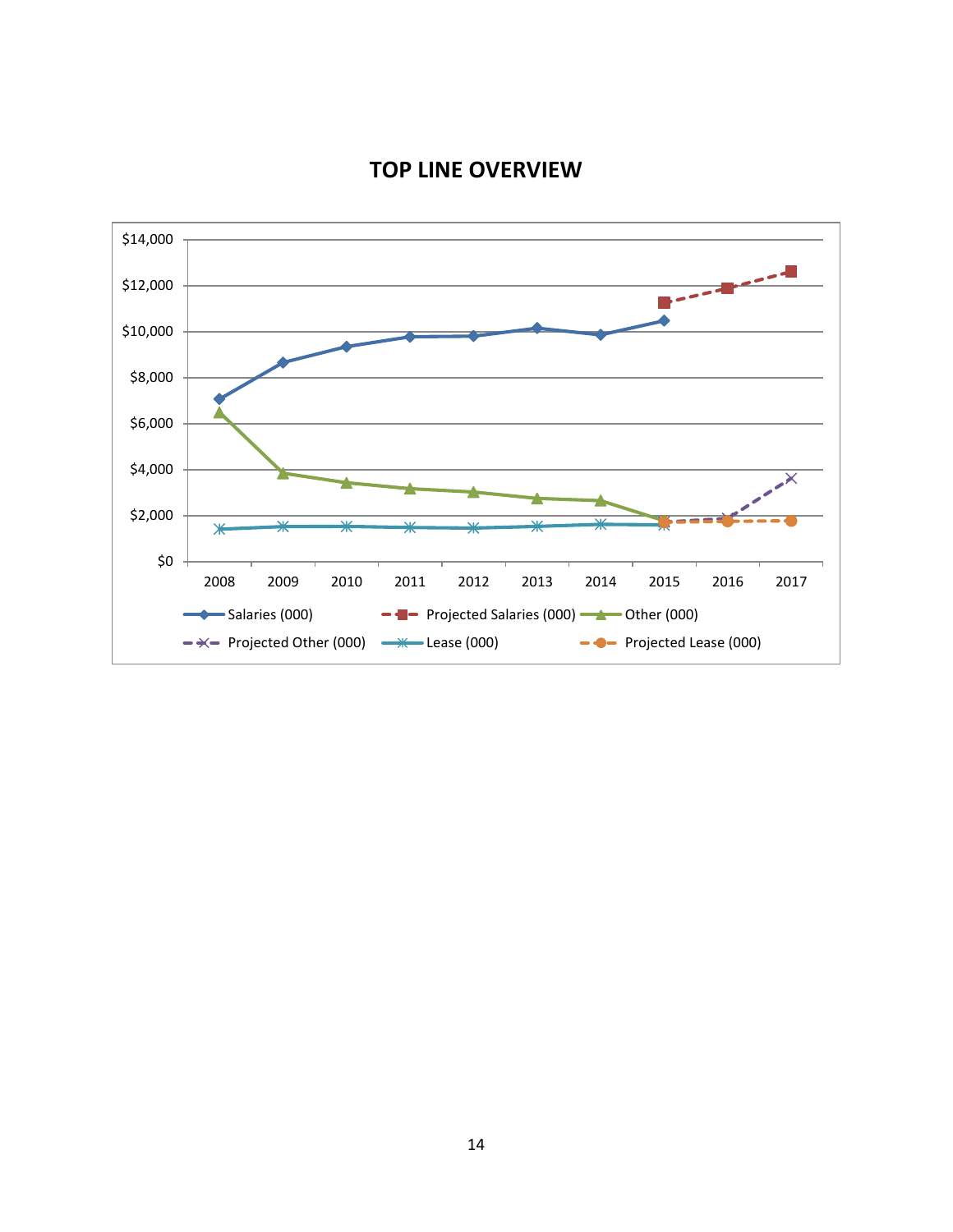# TOP LINE OVERVIEW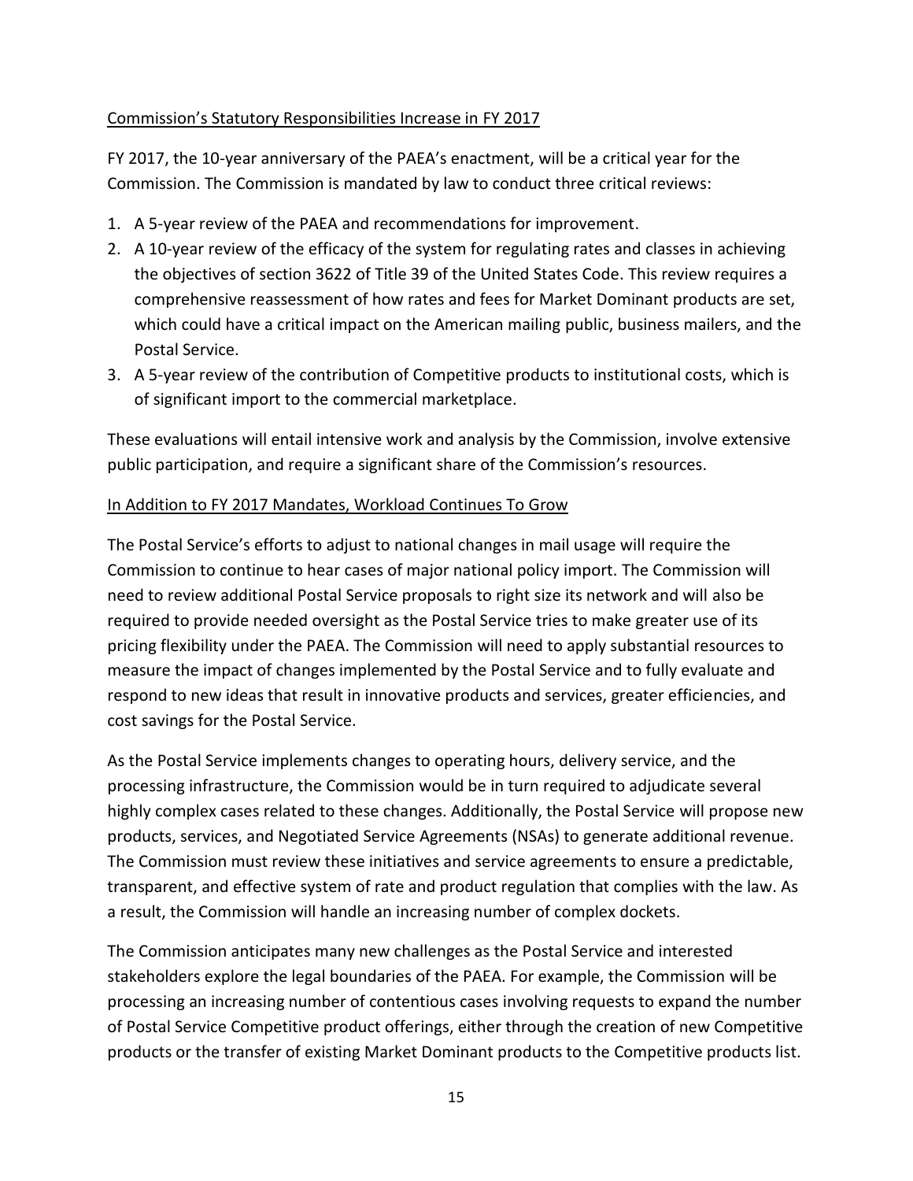<u>Commission's Statutory Responsibilities Increase in FY 2017</u>

FY 2017, the 10-year anniversary of the PAEA's enactment, will be a critical year for the Commission. The Commission is mandated by law to conduct three critical reviews:

1. A 5-year review of the PAEA and recommendations for improvement.
2. A 10-year review of the efficacy of the system for regulating rates and classes in achieving the objectives of section 3622 of Title 39 of the United States Code. This review requires a comprehensive reassessment of how rates and fees for Market Dominant products are set, which could have a critical impact on the American mailing public, business mailers, and the Postal Service.
3. A 5-year review of the contribution of Competitive products to institutional costs, which is of significant import to the commercial marketplace.

These evaluations will entail intensive work and analysis by the Commission, involve extensive public participation, and require a significant share of the Commission's resources.

<u>In Addition to FY 2017 Mandates, Workload Continues To Grow</u>

The Postal Service's efforts to adjust to national changes in mail usage will require the Commission to continue to hear cases of major national policy import. The Commission will need to review additional Postal Service proposals to right size its network and will also be required to provide needed oversight as the Postal Service tries to make greater use of its pricing flexibility under the PAEA. The Commission will need to apply substantial resources to measure the impact of changes implemented by the Postal Service and to fully evaluate and respond to new ideas that result in innovative products and services, greater efficiencies, and cost savings for the Postal Service.

As the Postal Service implements changes to operating hours, delivery service, and the processing infrastructure, the Commission would be in turn required to adjudicate several highly complex cases related to these changes. Additionally, the Postal Service will propose new products, services, and Negotiated Service Agreements (NSAs) to generate additional revenue. The Commission must review these initiatives and service agreements to ensure a predictable, transparent, and effective system of rate and product regulation that complies with the law. As a result, the Commission will handle an increasing number of complex dockets.

The Commission anticipates many new challenges as the Postal Service and interested stakeholders explore the legal boundaries of the PAEA. For example, the Commission will be processing an increasing number of contentious cases involving requests to expand the number of Postal Service Competitive product offerings, either through the creation of new Competitive products or the transfer of existing Market Dominant products to the Competitive products list.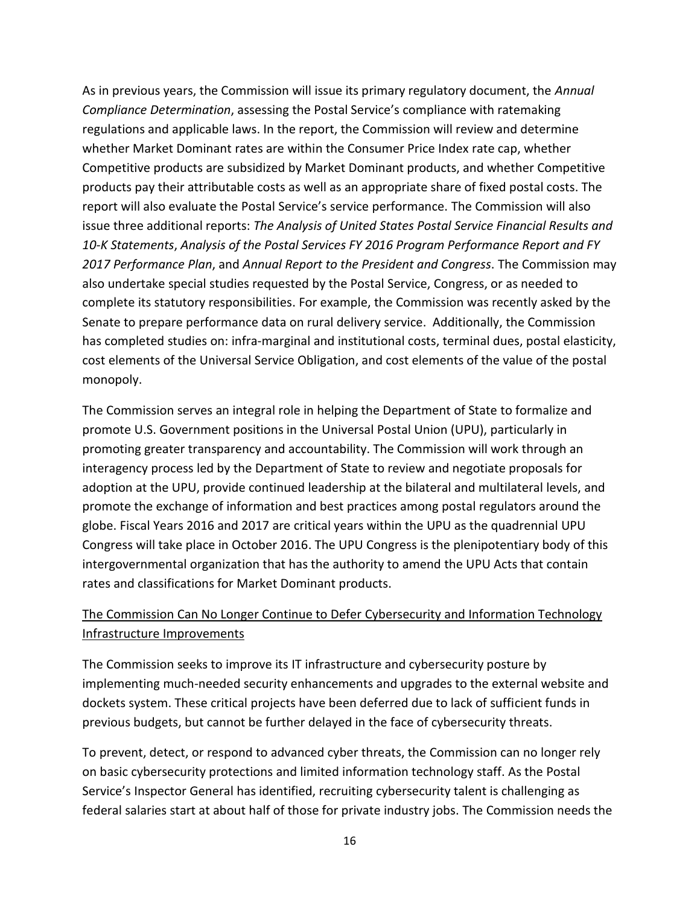As in previous years, the Commission will issue its primary regulatory document, the *Annual Compliance Determination*, assessing the Postal Service's compliance with ratemaking regulations and applicable laws. In the report, the Commission will review and determine whether Market Dominant rates are within the Consumer Price Index rate cap, whether Competitive products are subsidized by Market Dominant products, and whether Competitive products pay their attributable costs as well as an appropriate share of fixed postal costs. The report will also evaluate the Postal Service's service performance. The Commission will also issue three additional reports: *The Analysis of United States Postal Service Financial Results and 10-K Statements*, *Analysis of the Postal Services FY 2016 Program Performance Report and FY 2017 Performance Plan*, and *Annual Report to the President and Congress*. The Commission may also undertake special studies requested by the Postal Service, Congress, or as needed to complete its statutory responsibilities. For example, the Commission was recently asked by the Senate to prepare performance data on rural delivery service. Additionally, the Commission has completed studies on: infra-marginal and institutional costs, terminal dues, postal elasticity, cost elements of the Universal Service Obligation, and cost elements of the value of the postal monopoly.

The Commission serves an integral role in helping the Department of State to formalize and promote U.S. Government positions in the Universal Postal Union (UPU), particularly in promoting greater transparency and accountability. The Commission will work through an interagency process led by the Department of State to review and negotiate proposals for adoption at the UPU, provide continued leadership at the bilateral and multilateral levels, and promote the exchange of information and best practices among postal regulators around the globe. Fiscal Years 2016 and 2017 are critical years within the UPU as the quadrennial UPU Congress will take place in October 2016. The UPU Congress is the plenipotentiary body of this intergovernmental organization that has the authority to amend the UPU Acts that contain rates and classifications for Market Dominant products.

<u>The Commission Can No Longer Continue to Defer Cybersecurity and Information Technology Infrastructure Improvements</u>

The Commission seeks to improve its IT infrastructure and cybersecurity posture by implementing much-needed security enhancements and upgrades to the external website and dockets system. These critical projects have been deferred due to lack of sufficient funds in previous budgets, but cannot be further delayed in the face of cybersecurity threats.

To prevent, detect, or respond to advanced cyber threats, the Commission can no longer rely on basic cybersecurity protections and limited information technology staff. As the Postal Service's Inspector General has identified, recruiting cybersecurity talent is challenging as federal salaries start at about half of those for private industry jobs. The Commission needs the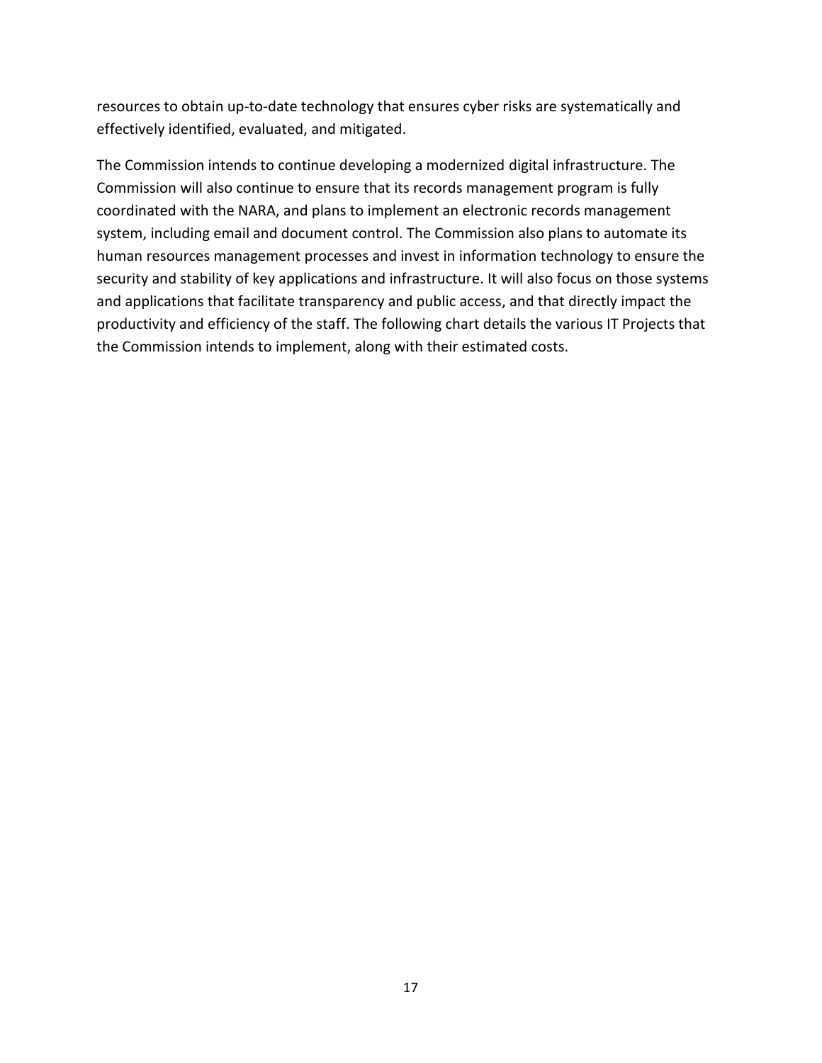resources to obtain up-to-date technology that ensures cyber risks are systematically and effectively identified, evaluated, and mitigated.

The Commission intends to continue developing a modernized digital infrastructure. The Commission will also continue to ensure that its records management program is fully coordinated with the NARA, and plans to implement an electronic records management system, including email and document control. The Commission also plans to automate its human resources management processes and invest in information technology to ensure the security and stability of key applications and infrastructure. It will also focus on those systems and applications that facilitate transparency and public access, and that directly impact the productivity and efficiency of the staff. The following chart details the various IT Projects that the Commission intends to implement, along with their estimated costs.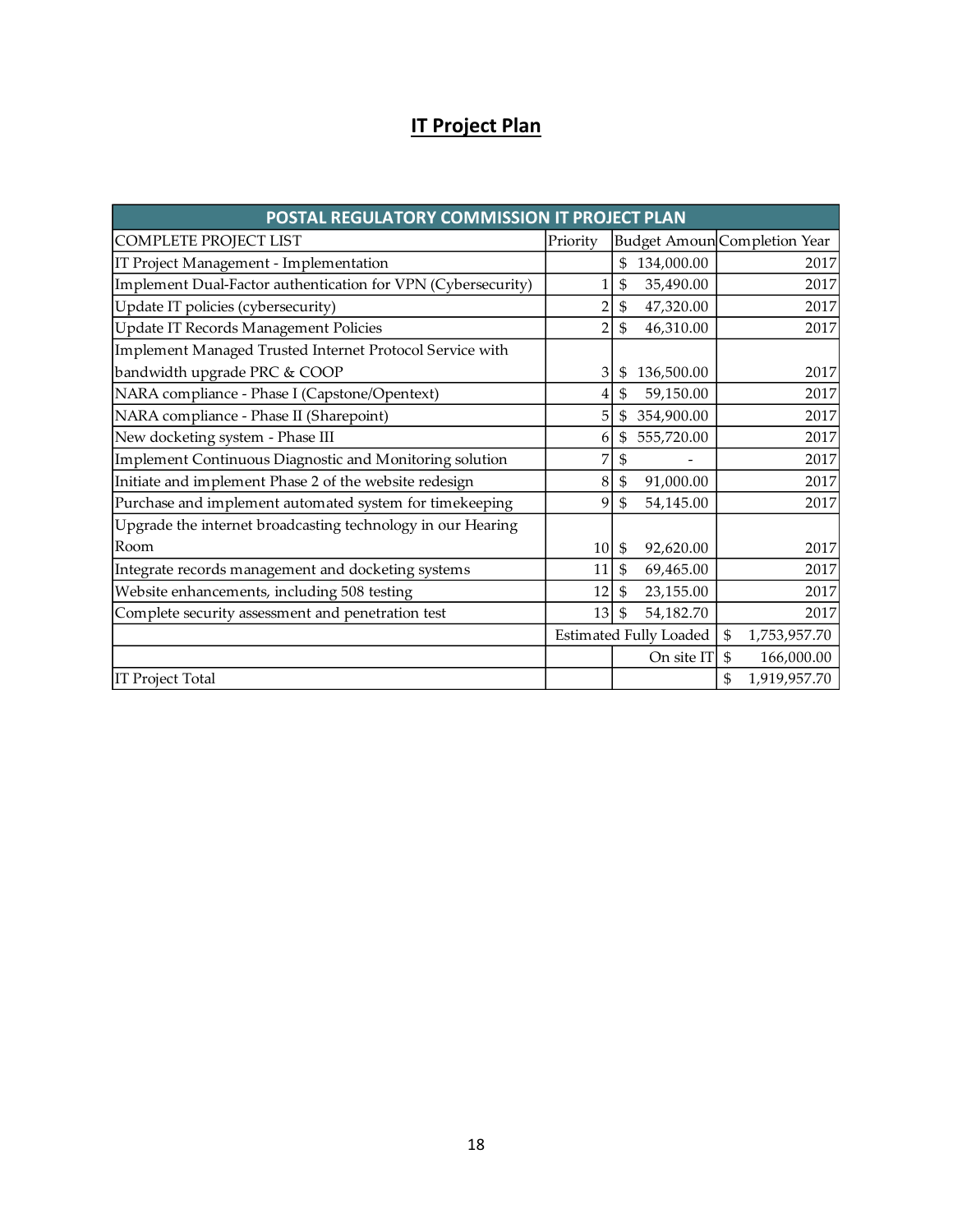## IT Project Plan

| POSTAL REGULATORY COMMISSION IT PROJECT PLAN | | | |
|---|---|---|---|
| COMPLETE PROJECT LIST | Priority | Budget Amoun | Completion Year |
| IT Project Management - Implementation | | $ 134,000.00 | 2017 |
| Implement Dual-Factor authentication for VPN (Cybersecurity) | 1 | $ 35,490.00 | 2017 |
| Update IT policies (cybersecurity) | 2 | $ 47,320.00 | 2017 |
| Update IT Records Management Policies | 2 | $ 46,310.00 | 2017 |
| Implement Managed Trusted Internet Protocol Service with bandwidth upgrade PRC & COOP | 3 | $ 136,500.00 | 2017 |
| NARA compliance - Phase I (Capstone/Opentext) | 4 | $ 59,150.00 | 2017 |
| NARA compliance - Phase II (Sharepoint) | 5 | $ 354,900.00 | 2017 |
| New docketing system - Phase III | 6 | $ 555,720.00 | 2017 |
| Implement Continuous Diagnostic and Monitoring solution | 7 | $ - | 2017 |
| Initiate and implement Phase 2 of the website redesign | 8 | $ 91,000.00 | 2017 |
| Purchase and implement automated system for timekeeping | 9 | $ 54,145.00 | 2017 |
| Upgrade the internet broadcasting technology in our Hearing Room | 10 | $ 92,620.00 | 2017 |
| Integrate records management and docketing systems | 11 | $ 69,465.00 | 2017 |
| Website enhancements, including 508 testing | 12 | $ 23,155.00 | 2017 |
| Complete security assessment and penetration test | 13 | $ 54,182.70 | 2017 |
| | Estimated Fully Loaded | | $ 1,753,957.70 |
| | | On site IT | $ 166,000.00 |
| IT Project Total | | | $ 1,919,957.70 |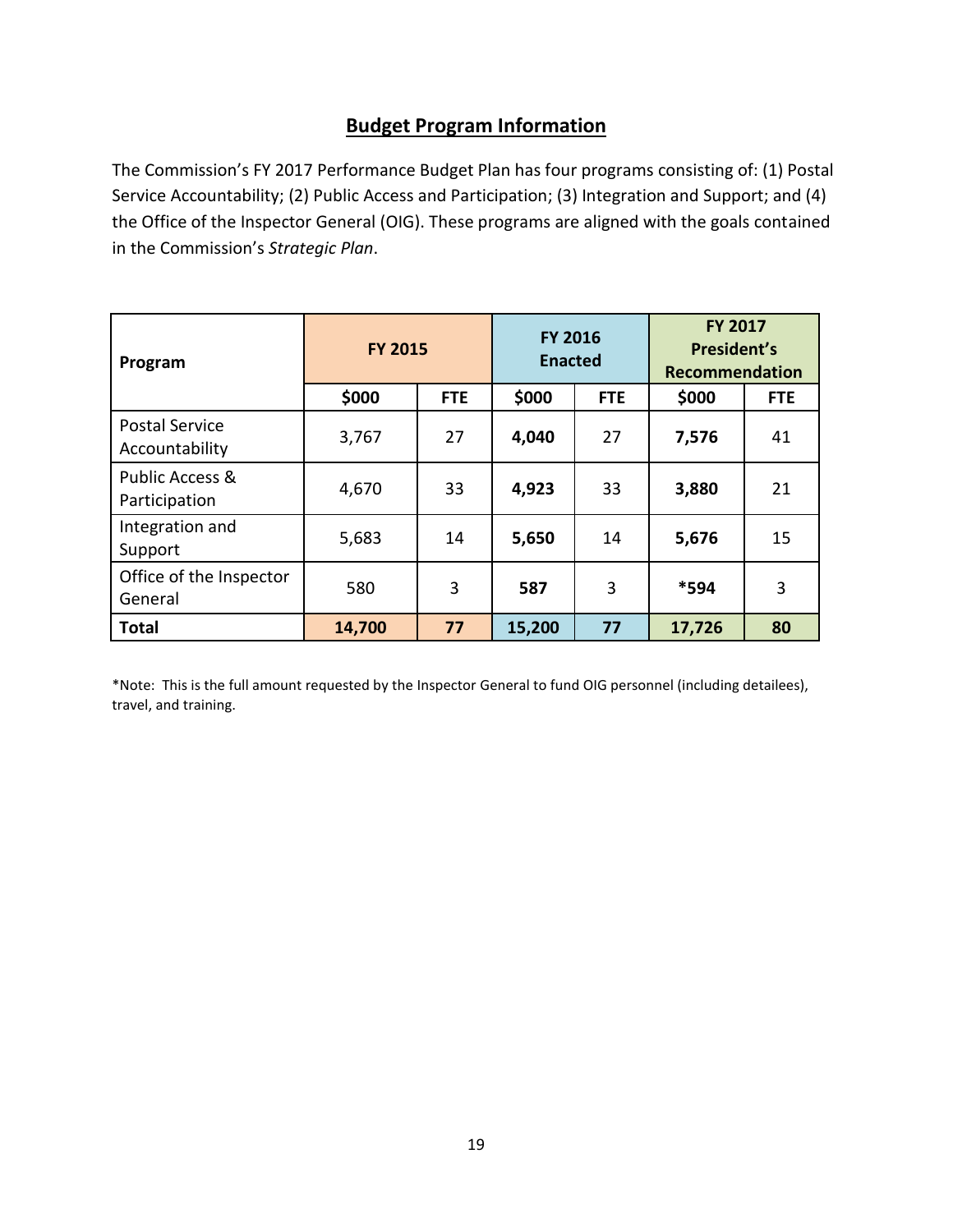## Budget Program Information

The Commission's FY 2017 Performance Budget Plan has four programs consisting of: (1) Postal Service Accountability; (2) Public Access and Participation; (3) Integration and Support; and (4) the Office of the Inspector General (OIG). These programs are aligned with the goals contained in the Commission's *Strategic Plan*.

| Program | FY 2015 | | FY 2016 Enacted | | FY 2017 President's Recommendation | |
|---|---|---|---|---|---|---|
| | **$000** | **FTE** | **$000** | **FTE** | **$000** | **FTE** |
| Postal Service Accountability | 3,767 | 27 | **4,040** | 27 | **7,576** | 41 |
| Public Access & Participation | 4,670 | 33 | **4,923** | 33 | **3,880** | 21 |
| Integration and Support | 5,683 | 14 | **5,650** | 14 | **5,676** | 15 |
| Office of the Inspector General | 580 | 3 | **587** | 3 | ***594** | 3 |
| **Total** | **14,700** | **77** | **15,200** | **77** | **17,726** | **80** |

*Note: This is the full amount requested by the Inspector General to fund OIG personnel (including detailees), travel, and training.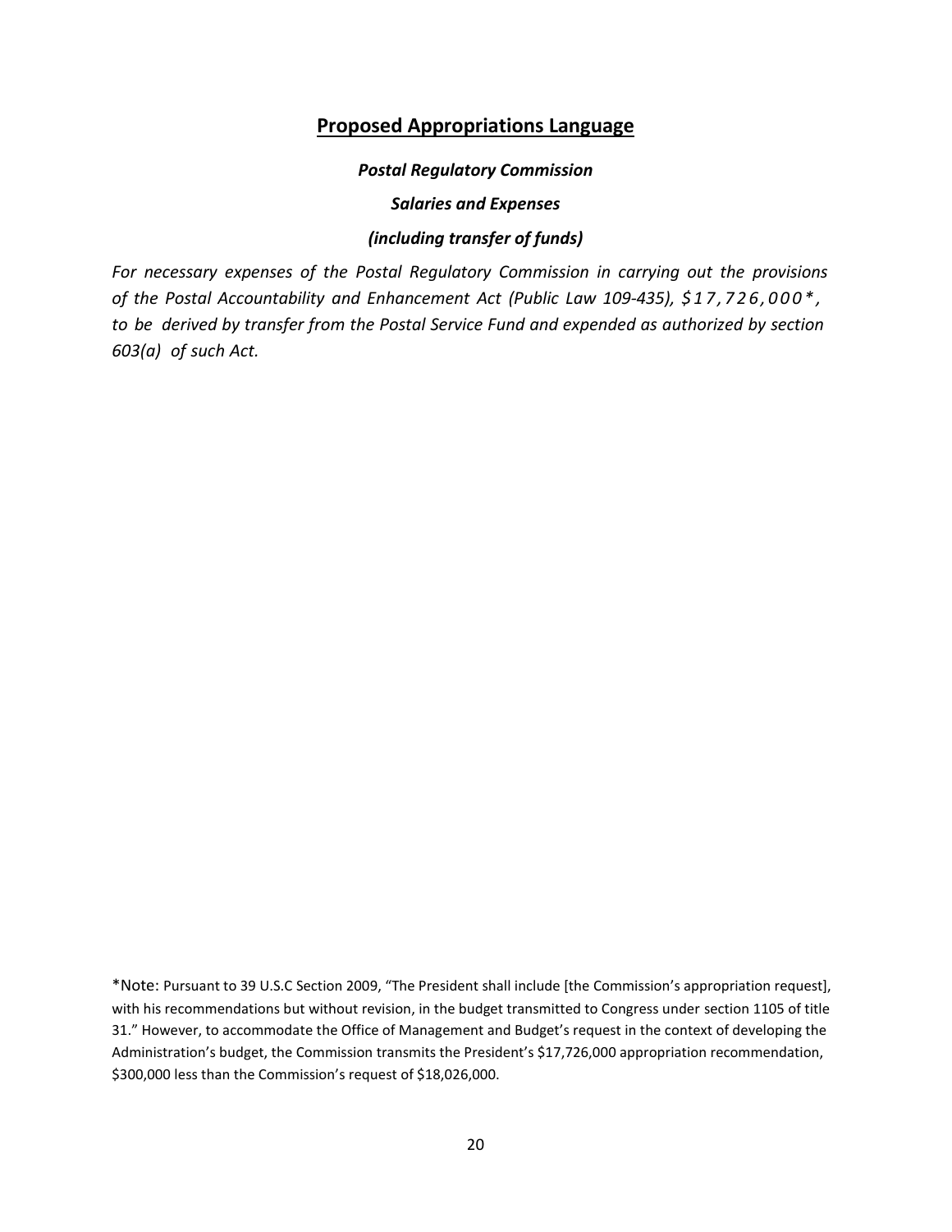## Proposed Appropriations Language

***Postal Regulatory Commission***

***Salaries and Expenses***

***(including transfer of funds)***

*For necessary expenses of the Postal Regulatory Commission in carrying out the provisions of the Postal Accountability and Enhancement Act (Public Law 109-435), $17,726,000\*, to be derived by transfer from the Postal Service Fund and expended as authorized by section 603(a) of such Act.*

*Note: Pursuant to 39 U.S.C Section 2009, "The President shall include [the Commission's appropriation request], with his recommendations but without revision, in the budget transmitted to Congress under section 1105 of title 31." However, to accommodate the Office of Management and Budget's request in the context of developing the Administration's budget, the Commission transmits the President's $17,726,000 appropriation recommendation, $300,000 less than the Commission's request of $18,026,000.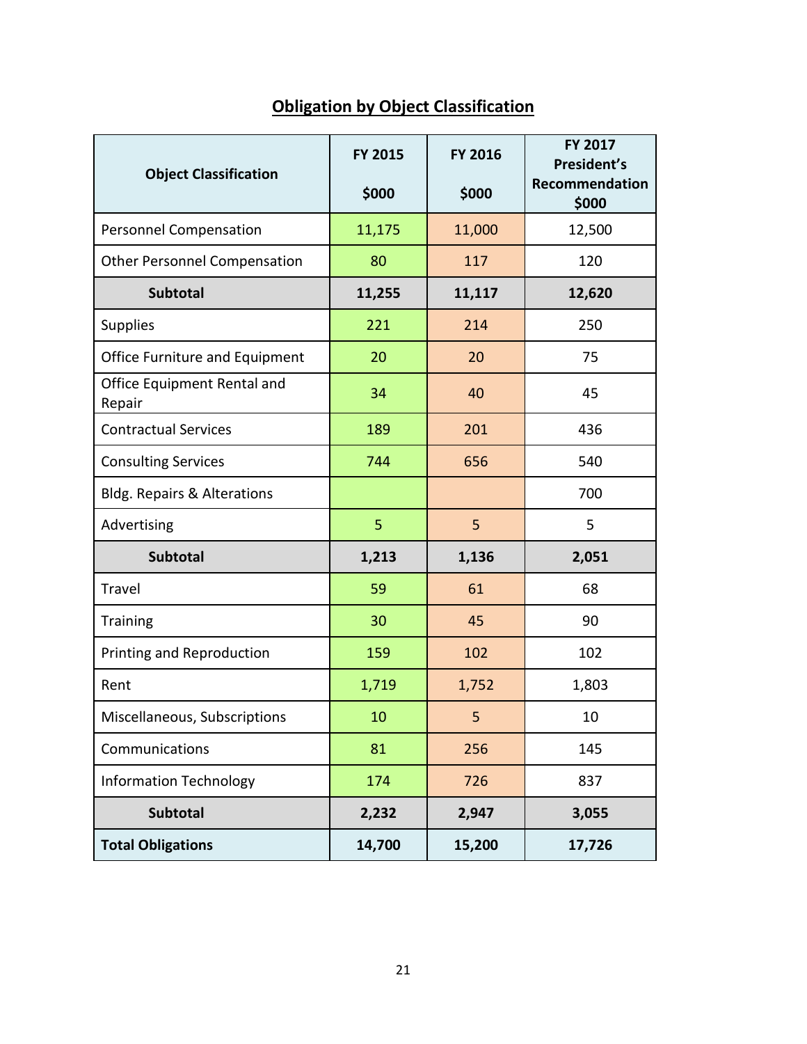## Obligation by Object Classification

| Object Classification | FY 2015 $000 | FY 2016 $000 | FY 2017 President's Recommendation $000 |
|---|---|---|---|
| Personnel Compensation | 11,175 | 11,000 | 12,500 |
| Other Personnel Compensation | 80 | 117 | 120 |
| **Subtotal** | **11,255** | **11,117** | **12,620** |
| Supplies | 221 | 214 | 250 |
| Office Furniture and Equipment | 20 | 20 | 75 |
| Office Equipment Rental and Repair | 34 | 40 | 45 |
| Contractual Services | 189 | 201 | 436 |
| Consulting Services | 744 | 656 | 540 |
| Bldg. Repairs & Alterations | | | 700 |
| Advertising | 5 | 5 | 5 |
| **Subtotal** | **1,213** | **1,136** | **2,051** |
| Travel | 59 | 61 | 68 |
| Training | 30 | 45 | 90 |
| Printing and Reproduction | 159 | 102 | 102 |
| Rent | 1,719 | 1,752 | 1,803 |
| Miscellaneous, Subscriptions | 10 | 5 | 10 |
| Communications | 81 | 256 | 145 |
| Information Technology | 174 | 726 | 837 |
| **Subtotal** | **2,232** | **2,947** | **3,055** |
| **Total Obligations** | **14,700** | **15,200** | **17,726** |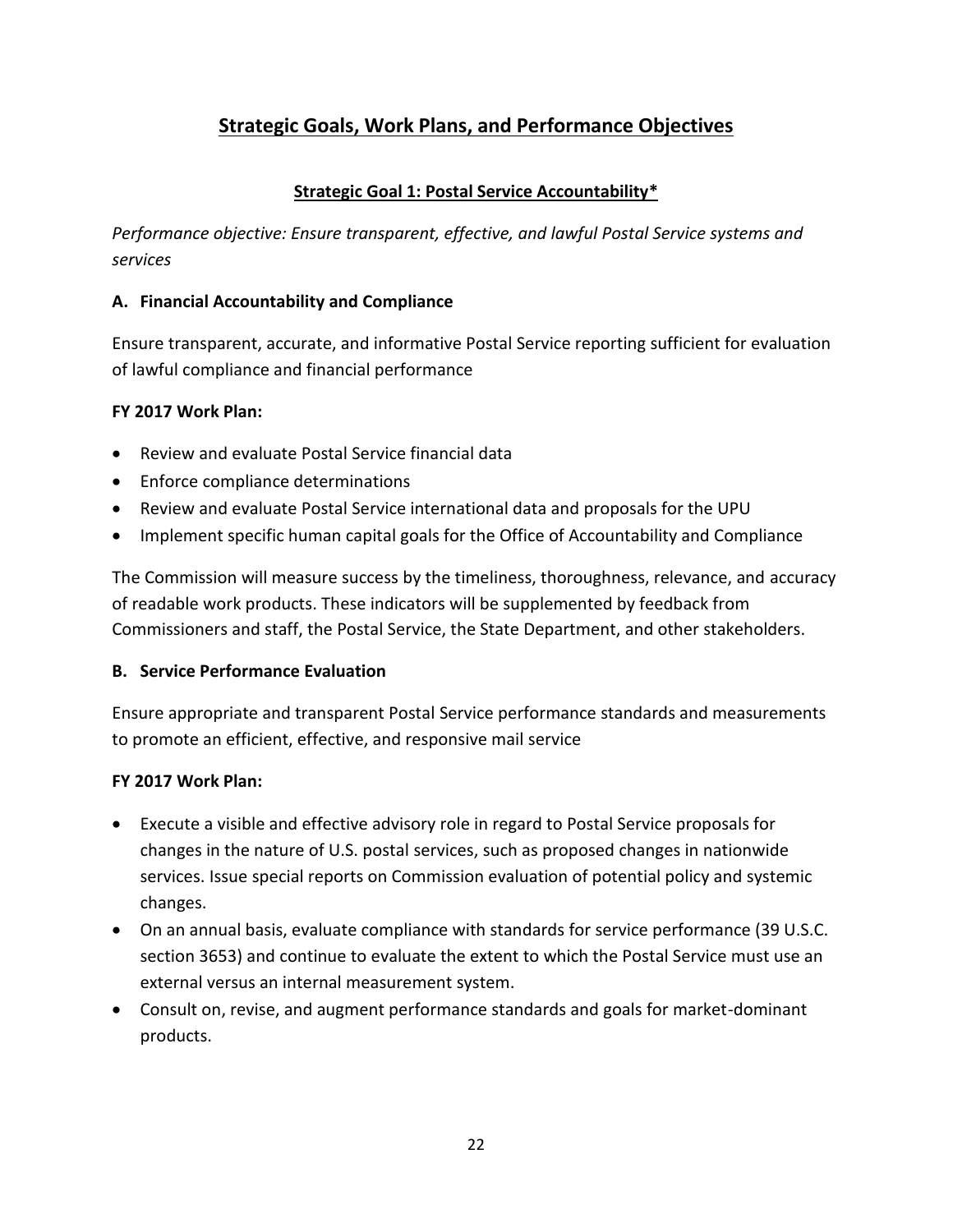## Strategic Goals, Work Plans, and Performance Objectives

### Strategic Goal 1: Postal Service Accountability*

*Performance objective: Ensure transparent, effective, and lawful Postal Service systems and services*

**A. Financial Accountability and Compliance**

Ensure transparent, accurate, and informative Postal Service reporting sufficient for evaluation of lawful compliance and financial performance

**FY 2017 Work Plan:**

- Review and evaluate Postal Service financial data
- Enforce compliance determinations
- Review and evaluate Postal Service international data and proposals for the UPU
- Implement specific human capital goals for the Office of Accountability and Compliance

The Commission will measure success by the timeliness, thoroughness, relevance, and accuracy of readable work products. These indicators will be supplemented by feedback from Commissioners and staff, the Postal Service, the State Department, and other stakeholders.

**B. Service Performance Evaluation**

Ensure appropriate and transparent Postal Service performance standards and measurements to promote an efficient, effective, and responsive mail service

**FY 2017 Work Plan:**

- Execute a visible and effective advisory role in regard to Postal Service proposals for changes in the nature of U.S. postal services, such as proposed changes in nationwide services. Issue special reports on Commission evaluation of potential policy and systemic changes.
- On an annual basis, evaluate compliance with standards for service performance (39 U.S.C. section 3653) and continue to evaluate the extent to which the Postal Service must use an external versus an internal measurement system.
- Consult on, revise, and augment performance standards and goals for market-dominant products.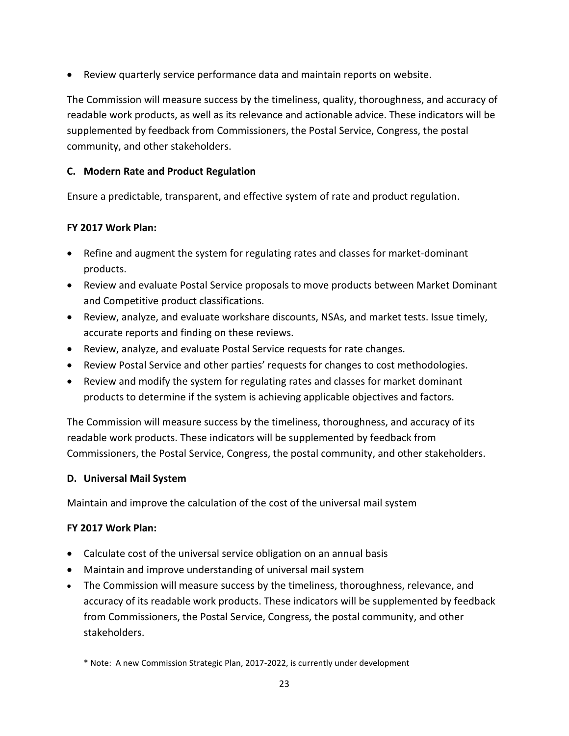- Review quarterly service performance data and maintain reports on website.

The Commission will measure success by the timeliness, quality, thoroughness, and accuracy of readable work products, as well as its relevance and actionable advice. These indicators will be supplemented by feedback from Commissioners, the Postal Service, Congress, the postal community, and other stakeholders.

### C. Modern Rate and Product Regulation

Ensure a predictable, transparent, and effective system of rate and product regulation.

**FY 2017 Work Plan:**

- Refine and augment the system for regulating rates and classes for market-dominant products.
- Review and evaluate Postal Service proposals to move products between Market Dominant and Competitive product classifications.
- Review, analyze, and evaluate workshare discounts, NSAs, and market tests. Issue timely, accurate reports and finding on these reviews.
- Review, analyze, and evaluate Postal Service requests for rate changes.
- Review Postal Service and other parties' requests for changes to cost methodologies.
- Review and modify the system for regulating rates and classes for market dominant products to determine if the system is achieving applicable objectives and factors.

The Commission will measure success by the timeliness, thoroughness, and accuracy of its readable work products. These indicators will be supplemented by feedback from Commissioners, the Postal Service, Congress, the postal community, and other stakeholders.

### D. Universal Mail System

Maintain and improve the calculation of the cost of the universal mail system

**FY 2017 Work Plan:**

- Calculate cost of the universal service obligation on an annual basis
- Maintain and improve understanding of universal mail system
- The Commission will measure success by the timeliness, thoroughness, relevance, and accuracy of its readable work products. These indicators will be supplemented by feedback from Commissioners, the Postal Service, Congress, the postal community, and other stakeholders.

\* Note: A new Commission Strategic Plan, 2017-2022, is currently under development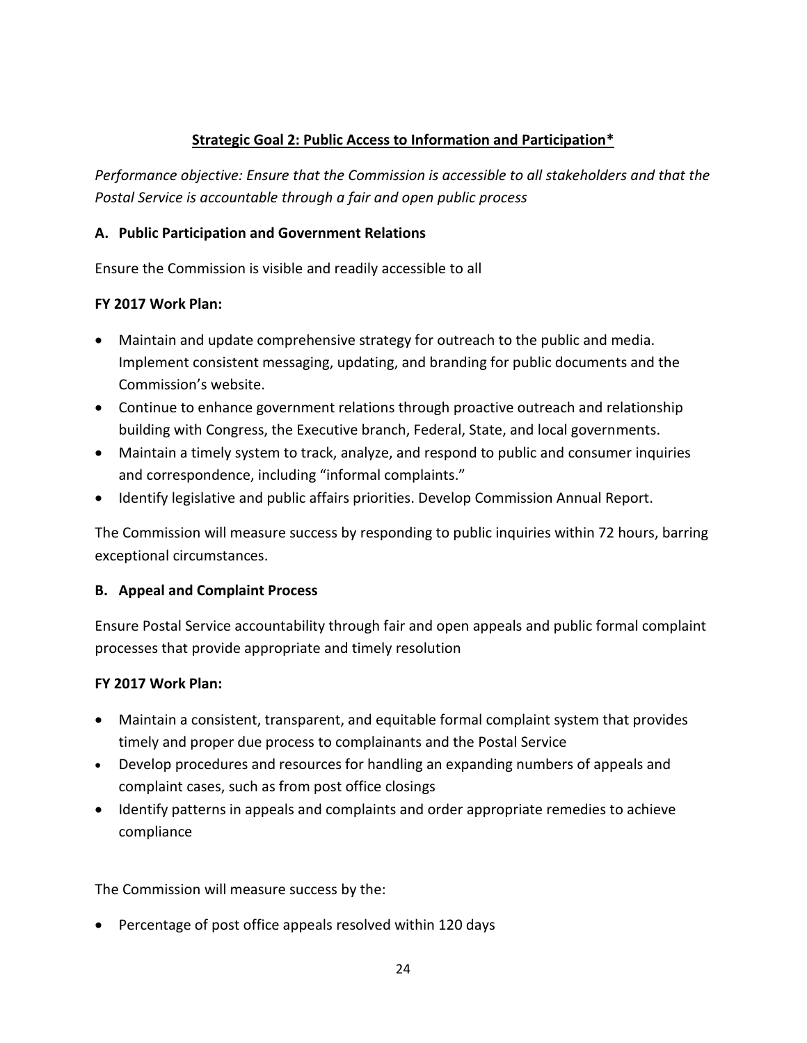## Strategic Goal 2: Public Access to Information and Participation*

*Performance objective: Ensure that the Commission is accessible to all stakeholders and that the Postal Service is accountable through a fair and open public process*

### A. Public Participation and Government Relations

Ensure the Commission is visible and readily accessible to all

**FY 2017 Work Plan:**

- Maintain and update comprehensive strategy for outreach to the public and media. Implement consistent messaging, updating, and branding for public documents and the Commission's website.
- Continue to enhance government relations through proactive outreach and relationship building with Congress, the Executive branch, Federal, State, and local governments.
- Maintain a timely system to track, analyze, and respond to public and consumer inquiries and correspondence, including "informal complaints."
- Identify legislative and public affairs priorities. Develop Commission Annual Report.

The Commission will measure success by responding to public inquiries within 72 hours, barring exceptional circumstances.

### B. Appeal and Complaint Process

Ensure Postal Service accountability through fair and open appeals and public formal complaint processes that provide appropriate and timely resolution

**FY 2017 Work Plan:**

- Maintain a consistent, transparent, and equitable formal complaint system that provides timely and proper due process to complainants and the Postal Service
- Develop procedures and resources for handling an expanding numbers of appeals and complaint cases, such as from post office closings
- Identify patterns in appeals and complaints and order appropriate remedies to achieve compliance

The Commission will measure success by the:

- Percentage of post office appeals resolved within 120 days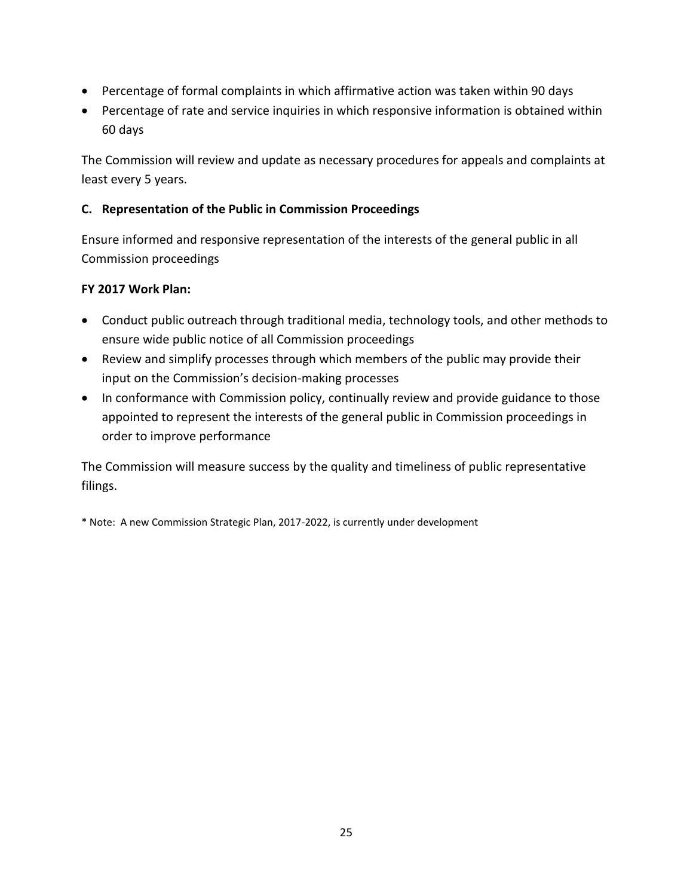- Percentage of formal complaints in which affirmative action was taken within 90 days
- Percentage of rate and service inquiries in which responsive information is obtained within 60 days

The Commission will review and update as necessary procedures for appeals and complaints at least every 5 years.

### C. Representation of the Public in Commission Proceedings

Ensure informed and responsive representation of the interests of the general public in all Commission proceedings

**FY 2017 Work Plan:**

- Conduct public outreach through traditional media, technology tools, and other methods to ensure wide public notice of all Commission proceedings
- Review and simplify processes through which members of the public may provide their input on the Commission's decision-making processes
- In conformance with Commission policy, continually review and provide guidance to those appointed to represent the interests of the general public in Commission proceedings in order to improve performance

The Commission will measure success by the quality and timeliness of public representative filings.

* Note: A new Commission Strategic Plan, 2017-2022, is currently under development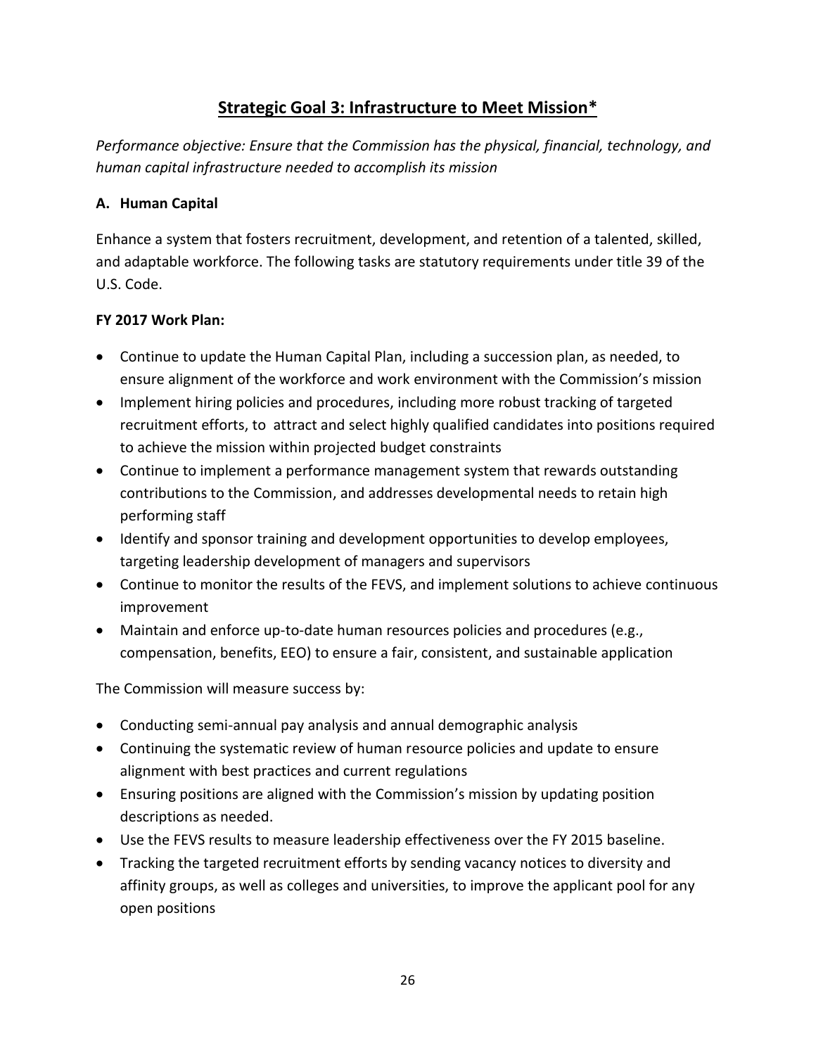## Strategic Goal 3: Infrastructure to Meet Mission*

*Performance objective: Ensure that the Commission has the physical, financial, technology, and human capital infrastructure needed to accomplish its mission*

### A. Human Capital

Enhance a system that fosters recruitment, development, and retention of a talented, skilled, and adaptable workforce. The following tasks are statutory requirements under title 39 of the U.S. Code.

**FY 2017 Work Plan:**

- Continue to update the Human Capital Plan, including a succession plan, as needed, to ensure alignment of the workforce and work environment with the Commission's mission
- Implement hiring policies and procedures, including more robust tracking of targeted recruitment efforts, to attract and select highly qualified candidates into positions required to achieve the mission within projected budget constraints
- Continue to implement a performance management system that rewards outstanding contributions to the Commission, and addresses developmental needs to retain high performing staff
- Identify and sponsor training and development opportunities to develop employees, targeting leadership development of managers and supervisors
- Continue to monitor the results of the FEVS, and implement solutions to achieve continuous improvement
- Maintain and enforce up-to-date human resources policies and procedures (e.g., compensation, benefits, EEO) to ensure a fair, consistent, and sustainable application

The Commission will measure success by:

- Conducting semi-annual pay analysis and annual demographic analysis
- Continuing the systematic review of human resource policies and update to ensure alignment with best practices and current regulations
- Ensuring positions are aligned with the Commission's mission by updating position descriptions as needed.
- Use the FEVS results to measure leadership effectiveness over the FY 2015 baseline.
- Tracking the targeted recruitment efforts by sending vacancy notices to diversity and affinity groups, as well as colleges and universities, to improve the applicant pool for any open positions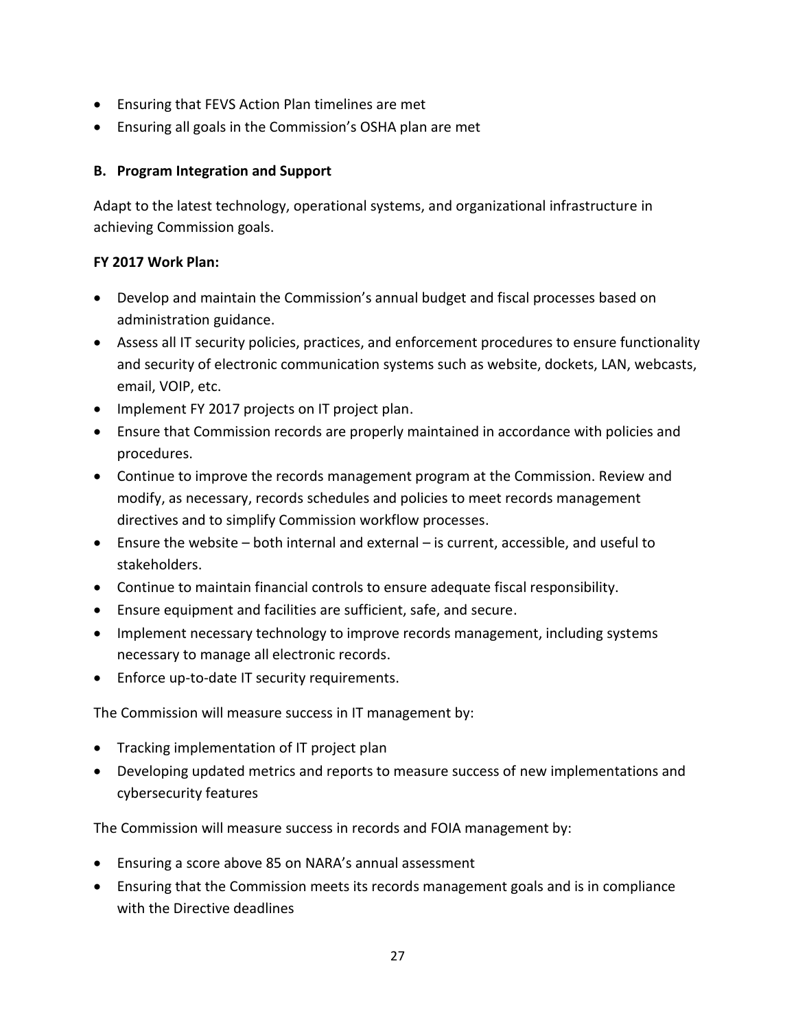- Ensuring that FEVS Action Plan timelines are met
- Ensuring all goals in the Commission's OSHA plan are met

### B. Program Integration and Support

Adapt to the latest technology, operational systems, and organizational infrastructure in achieving Commission goals.

**FY 2017 Work Plan:**

- Develop and maintain the Commission's annual budget and fiscal processes based on administration guidance.
- Assess all IT security policies, practices, and enforcement procedures to ensure functionality and security of electronic communication systems such as website, dockets, LAN, webcasts, email, VOIP, etc.
- Implement FY 2017 projects on IT project plan.
- Ensure that Commission records are properly maintained in accordance with policies and procedures.
- Continue to improve the records management program at the Commission. Review and modify, as necessary, records schedules and policies to meet records management directives and to simplify Commission workflow processes.
- Ensure the website – both internal and external – is current, accessible, and useful to stakeholders.
- Continue to maintain financial controls to ensure adequate fiscal responsibility.
- Ensure equipment and facilities are sufficient, safe, and secure.
- Implement necessary technology to improve records management, including systems necessary to manage all electronic records.
- Enforce up-to-date IT security requirements.

The Commission will measure success in IT management by:

- Tracking implementation of IT project plan
- Developing updated metrics and reports to measure success of new implementations and cybersecurity features

The Commission will measure success in records and FOIA management by:

- Ensuring a score above 85 on NARA's annual assessment
- Ensuring that the Commission meets its records management goals and is in compliance with the Directive deadlines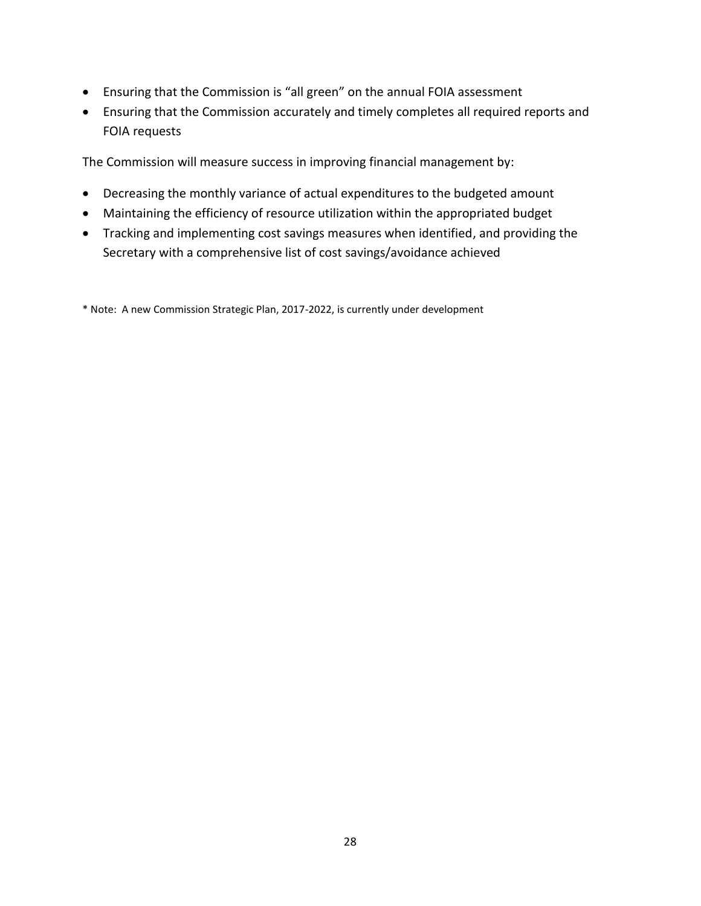- Ensuring that the Commission is “all green” on the annual FOIA assessment
- Ensuring that the Commission accurately and timely completes all required reports and FOIA requests

The Commission will measure success in improving financial management by:

- Decreasing the monthly variance of actual expenditures to the budgeted amount
- Maintaining the efficiency of resource utilization within the appropriated budget
- Tracking and implementing cost savings measures when identified, and providing the Secretary with a comprehensive list of cost savings/avoidance achieved

* Note: A new Commission Strategic Plan, 2017-2022, is currently under development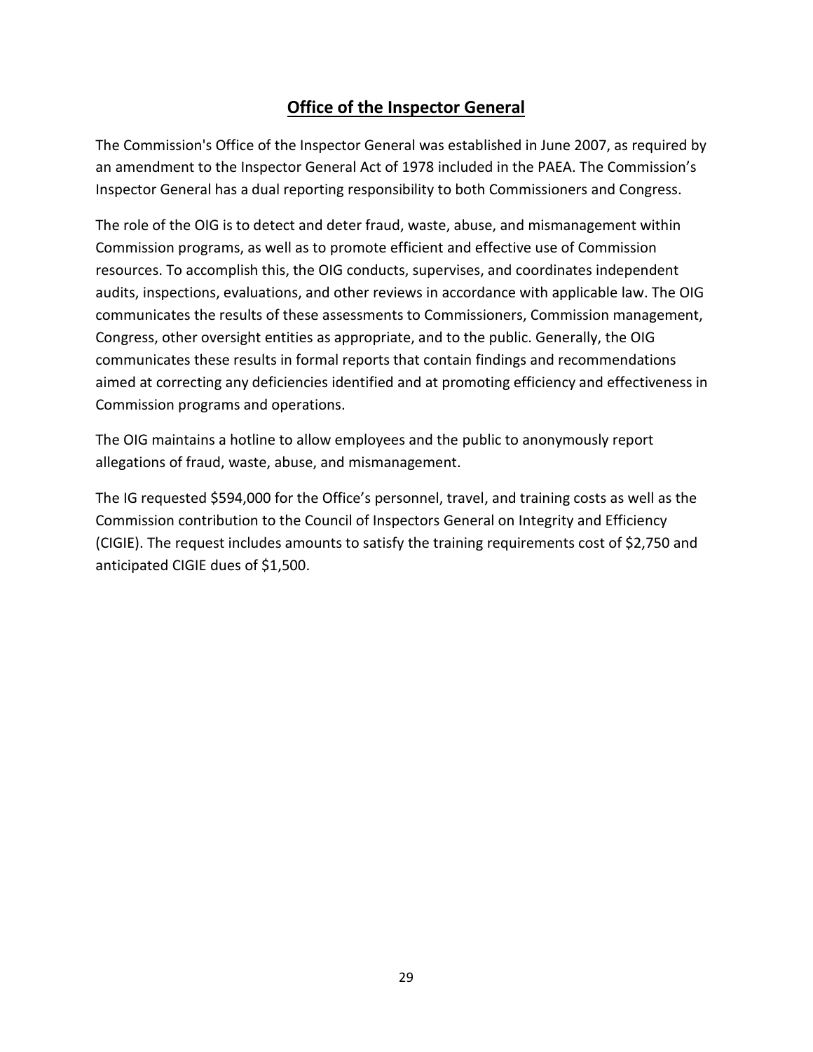## Office of the Inspector General

The Commission's Office of the Inspector General was established in June 2007, as required by an amendment to the Inspector General Act of 1978 included in the PAEA. The Commission's Inspector General has a dual reporting responsibility to both Commissioners and Congress.

The role of the OIG is to detect and deter fraud, waste, abuse, and mismanagement within Commission programs, as well as to promote efficient and effective use of Commission resources. To accomplish this, the OIG conducts, supervises, and coordinates independent audits, inspections, evaluations, and other reviews in accordance with applicable law. The OIG communicates the results of these assessments to Commissioners, Commission management, Congress, other oversight entities as appropriate, and to the public. Generally, the OIG communicates these results in formal reports that contain findings and recommendations aimed at correcting any deficiencies identified and at promoting efficiency and effectiveness in Commission programs and operations.

The OIG maintains a hotline to allow employees and the public to anonymously report allegations of fraud, waste, abuse, and mismanagement.

The IG requested $594,000 for the Office's personnel, travel, and training costs as well as the Commission contribution to the Council of Inspectors General on Integrity and Efficiency (CIGIE). The request includes amounts to satisfy the training requirements cost of $2,750 and anticipated CIGIE dues of $1,500.